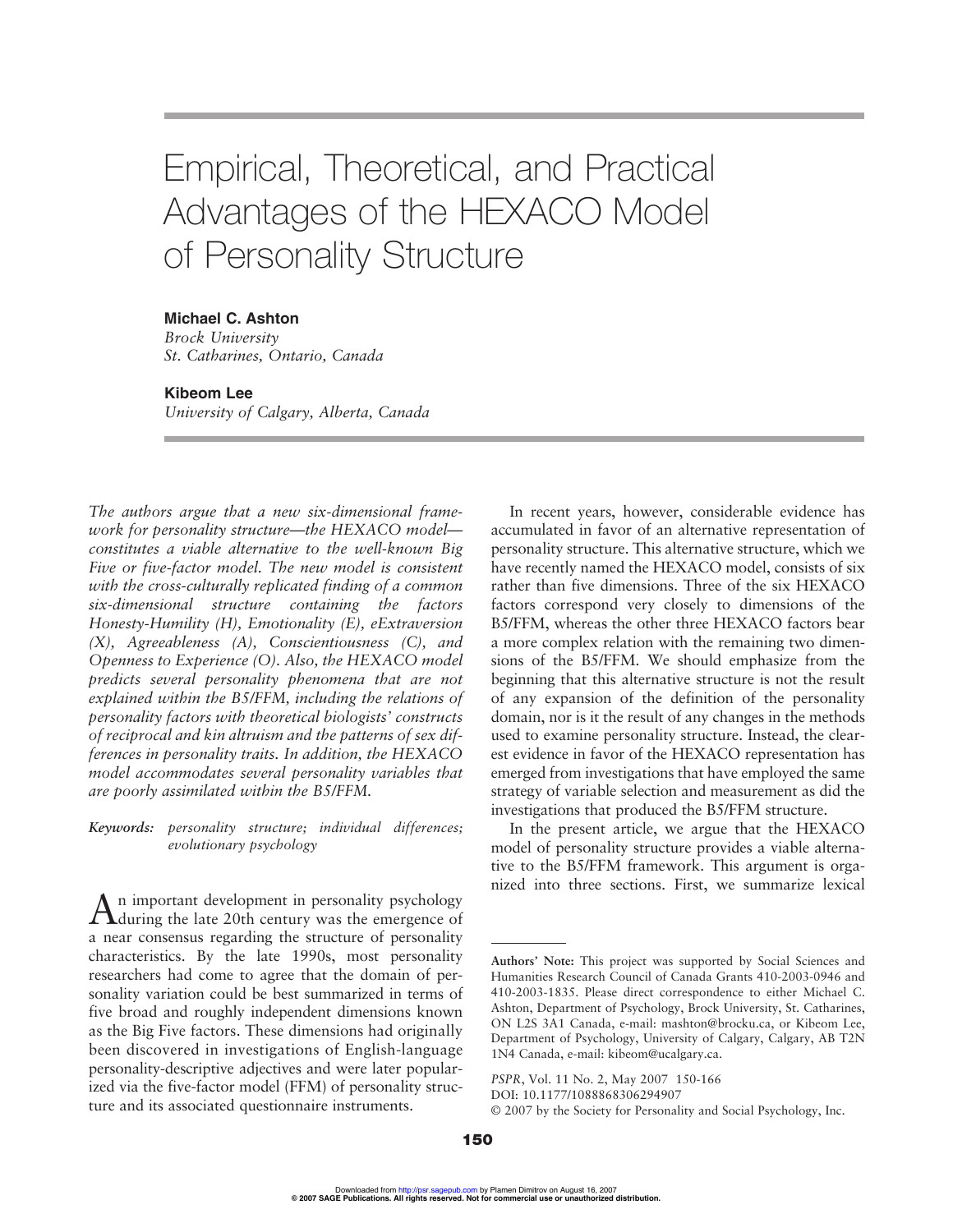# Empirical, Theoretical, and Practical Advantages of the HEXACO Model of Personality Structure

**Michael C. Ashton**
*Brock University*
*St. Catharines, Ontario, Canada*

**Kibeom Lee**
*University of Calgary, Alberta, Canada*

*The authors argue that a new six-dimensional framework for personality structure—the HEXACO model—constitutes a viable alternative to the well-known Big Five or five-factor model. The new model is consistent with the cross-culturally replicated finding of a common six-dimensional structure containing the factors Honesty-Humility (H), Emotionality (E), eXtraversion (X), Agreeableness (A), Conscientiousness (C), and Openness to Experience (O). Also, the HEXACO model predicts several personality phenomena that are not explained within the B5/FFM, including the relations of personality factors with theoretical biologists' constructs of reciprocal and kin altruism and the patterns of sex differences in personality traits. In addition, the HEXACO model accommodates several personality variables that are poorly assimilated within the B5/FFM.*

*Keywords:* *personality structure; individual differences; evolutionary psychology*

An important development in personality psychology during the late 20th century was the emergence of a near consensus regarding the structure of personality characteristics. By the late 1990s, most personality researchers had come to agree that the domain of personality variation could be best summarized in terms of five broad and roughly independent dimensions known as the Big Five factors. These dimensions had originally been discovered in investigations of English-language personality-descriptive adjectives and were later popularized via the five-factor model (FFM) of personality structure and its associated questionnaire instruments.

In recent years, however, considerable evidence has accumulated in favor of an alternative representation of personality structure. This alternative structure, which we have recently named the HEXACO model, consists of six rather than five dimensions. Three of the six HEXACO factors correspond very closely to dimensions of the B5/FFM, whereas the other three HEXACO factors bear a more complex relation with the remaining two dimensions of the B5/FFM. We should emphasize from the beginning that this alternative structure is not the result of any expansion of the definition of the personality domain, nor is it the result of any changes in the methods used to examine personality structure. Instead, the clearest evidence in favor of the HEXACO representation has emerged from investigations that have employed the same strategy of variable selection and measurement as did the investigations that produced the B5/FFM structure.

In the present article, we argue that the HEXACO model of personality structure provides a viable alternative to the B5/FFM framework. This argument is organized into three sections. First, we summarize lexical

---

**Authors' Note:** This project was supported by Social Sciences and Humanities Research Council of Canada Grants 410-2003-0946 and 410-2003-1835. Please direct correspondence to either Michael C. Ashton, Department of Psychology, Brock University, St. Catharines, ON L2S 3A1 Canada, e-mail: mashton@brocku.ca, or Kibeom Lee, Department of Psychology, University of Calgary, Calgary, AB T2N 1N4 Canada, e-mail: kibeom@ucalgary.ca.

*PSPR*, Vol. 11 No. 2, May 2007 150-166
DOI: 10.1177/1088868306294907
© 2007 by the Society for Personality and Social Psychology, Inc.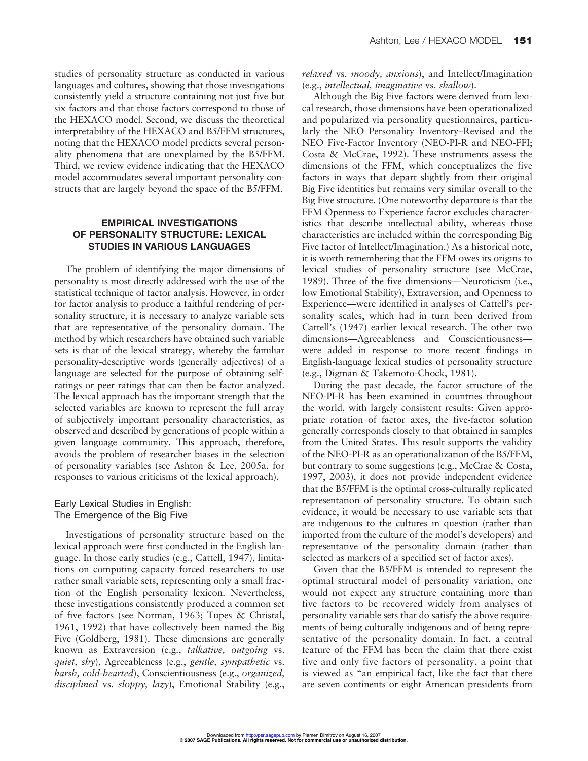studies of personality structure as conducted in various languages and cultures, showing that those investigations consistently yield a structure containing not just five but six factors and that those factors correspond to those of the HEXACO model. Second, we discuss the theoretical interpretability of the HEXACO and B5/FFM structures, noting that the HEXACO model predicts several personality phenomena that are unexplained by the B5/FFM. Third, we review evidence indicating that the HEXACO model accommodates several important personality constructs that are largely beyond the space of the B5/FFM.

## EMPIRICAL INVESTIGATIONS OF PERSONALITY STRUCTURE: LEXICAL STUDIES IN VARIOUS LANGUAGES

The problem of identifying the major dimensions of personality is most directly addressed with the use of the statistical technique of factor analysis. However, in order for factor analysis to produce a faithful rendering of personality structure, it is necessary to analyze variable sets that are representative of the personality domain. The method by which researchers have obtained such variable sets is that of the lexical strategy, whereby the familiar personality-descriptive words (generally adjectives) of a language are selected for the purpose of obtaining self-ratings or peer ratings that can then be factor analyzed. The lexical approach has the important strength that the selected variables are known to represent the full array of subjectively important personality characteristics, as observed and described by generations of people within a given language community. This approach, therefore, avoids the problem of researcher biases in the selection of personality variables (see Ashton & Lee, 2005a, for responses to various criticisms of the lexical approach).

### Early Lexical Studies in English: The Emergence of the Big Five

Investigations of personality structure based on the lexical approach were first conducted in the English language. In those early studies (e.g., Cattell, 1947), limitations on computing capacity forced researchers to use rather small variable sets, representing only a small fraction of the English personality lexicon. Nevertheless, these investigations consistently produced a common set of five factors (see Norman, 1963; Tupes & Christal, 1961, 1992) that have collectively been named the Big Five (Goldberg, 1981). These dimensions are generally known as Extraversion (e.g., *talkative, outgoing* vs. *quiet, shy*), Agreeableness (e.g., *gentle, sympathetic* vs. *harsh, cold-hearted*), Conscientiousness (e.g., *organized, disciplined* vs. *sloppy, lazy*), Emotional Stability (e.g., *relaxed* vs. *moody, anxious*), and Intellect/Imagination (e.g., *intellectual, imaginative* vs. *shallow*).

Although the Big Five factors were derived from lexical research, those dimensions have been operationalized and popularized via personality questionnaires, particularly the NEO Personality Inventory–Revised and the NEO Five-Factor Inventory (NEO-PI-R and NEO-FFI; Costa & McCrae, 1992). These instruments assess the dimensions of the FFM, which conceptualizes the five factors in ways that depart slightly from their original Big Five identities but remains very similar overall to the Big Five structure. (One noteworthy departure is that the FFM Openness to Experience factor excludes characteristics that describe intellectual ability, whereas those characteristics are included within the corresponding Big Five factor of Intellect/Imagination.) As a historical note, it is worth remembering that the FFM owes its origins to lexical studies of personality structure (see McCrae, 1989). Three of the five dimensions—Neuroticism (i.e., low Emotional Stability), Extraversion, and Openness to Experience—were identified in analyses of Cattell's personality scales, which had in turn been derived from Cattell's (1947) earlier lexical research. The other two dimensions—Agreeableness and Conscientiousness—were added in response to more recent findings in English-language lexical studies of personality structure (e.g., Digman & Takemoto-Chock, 1981).

During the past decade, the factor structure of the NEO-PI-R has been examined in countries throughout the world, with largely consistent results: Given appropriate rotation of factor axes, the five-factor solution generally corresponds closely to that obtained in samples from the United States. This result supports the validity of the NEO-PI-R as an operationalization of the B5/FFM, but contrary to some suggestions (e.g., McCrae & Costa, 1997, 2003), it does not provide independent evidence that the B5/FFM is the optimal cross-culturally replicated representation of personality structure. To obtain such evidence, it would be necessary to use variable sets that are indigenous to the cultures in question (rather than imported from the culture of the model's developers) and representative of the personality domain (rather than selected as markers of a specified set of factor axes).

Given that the B5/FFM is intended to represent the optimal structural model of personality variation, one would not expect any structure containing more than five factors to be recovered widely from analyses of personality variable sets that do satisfy the above requirements of being culturally indigenous and of being representative of the personality domain. In fact, a central feature of the FFM has been the claim that there exist five and only five factors of personality, a point that is viewed as "an empirical fact, like the fact that there are seven continents or eight American presidents from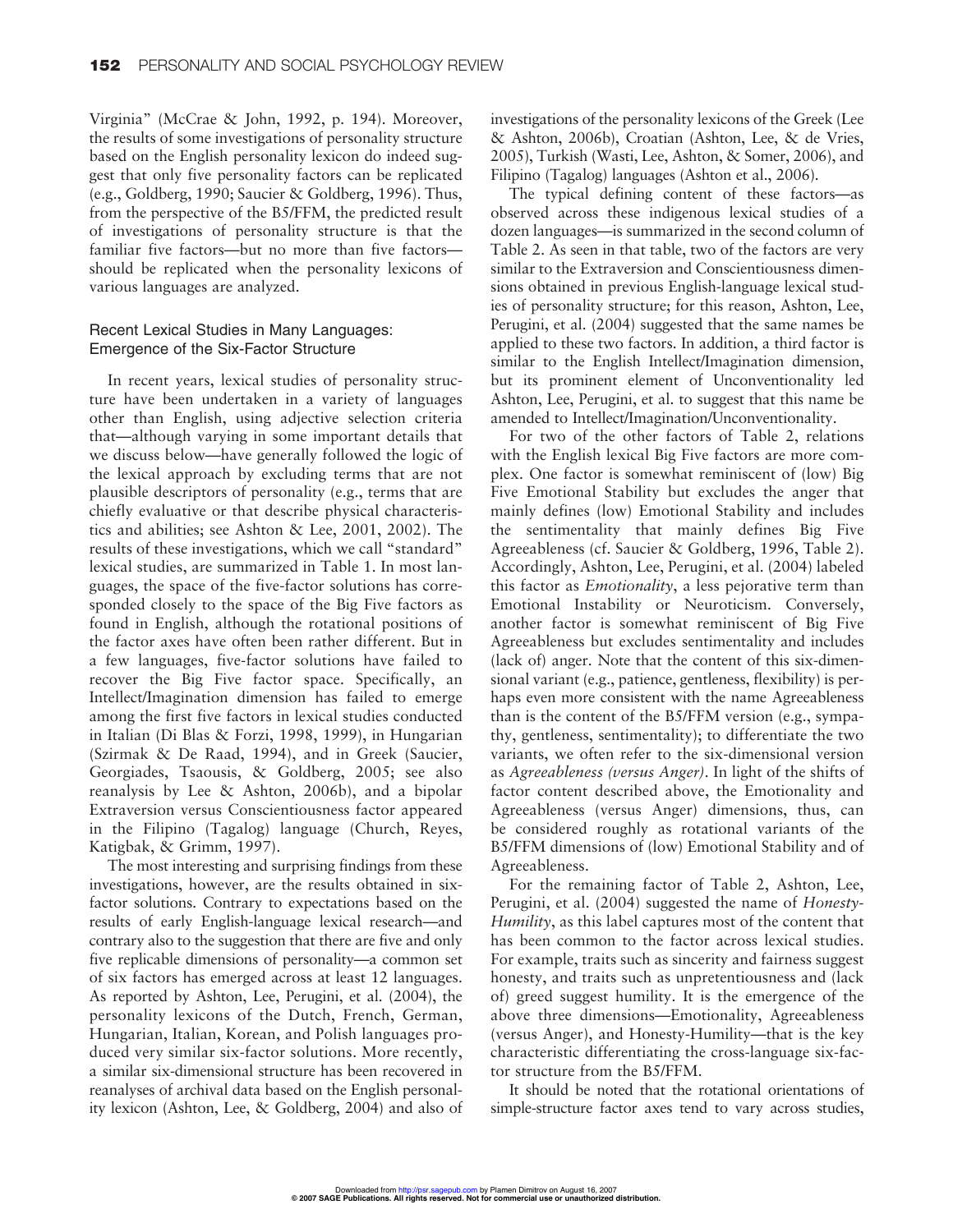Virginia" (McCrae & John, 1992, p. 194). Moreover, the results of some investigations of personality structure based on the English personality lexicon do indeed suggest that only five personality factors can be replicated (e.g., Goldberg, 1990; Saucier & Goldberg, 1996). Thus, from the perspective of the B5/FFM, the predicted result of investigations of personality structure is that the familiar five factors—but no more than five factors—should be replicated when the personality lexicons of various languages are analyzed.

### Recent Lexical Studies in Many Languages: Emergence of the Six-Factor Structure

In recent years, lexical studies of personality structure have been undertaken in a variety of languages other than English, using adjective selection criteria that—although varying in some important details that we discuss below—have generally followed the logic of the lexical approach by excluding terms that are not plausible descriptors of personality (e.g., terms that are chiefly evaluative or that describe physical characteristics and abilities; see Ashton & Lee, 2001, 2002). The results of these investigations, which we call "standard" lexical studies, are summarized in Table 1. In most languages, the space of the five-factor solutions has corresponded closely to the space of the Big Five factors as found in English, although the rotational positions of the factor axes have often been rather different. But in a few languages, five-factor solutions have failed to recover the Big Five factor space. Specifically, an Intellect/Imagination dimension has failed to emerge among the first five factors in lexical studies conducted in Italian (Di Blas & Forzi, 1998, 1999), in Hungarian (Szirmak & De Raad, 1994), and in Greek (Saucier, Georgiades, Tsaousis, & Goldberg, 2005; see also reanalysis by Lee & Ashton, 2006b), and a bipolar Extraversion versus Conscientiousness factor appeared in the Filipino (Tagalog) language (Church, Reyes, Katigbak, & Grimm, 1997).

The most interesting and surprising findings from these investigations, however, are the results obtained in six-factor solutions. Contrary to expectations based on the results of early English-language lexical research—and contrary also to the suggestion that there are five and only five replicable dimensions of personality—a common set of six factors has emerged across at least 12 languages. As reported by Ashton, Lee, Perugini, et al. (2004), the personality lexicons of the Dutch, French, German, Hungarian, Italian, Korean, and Polish languages produced very similar six-factor solutions. More recently, a similar six-dimensional structure has been recovered in reanalyses of archival data based on the English personality lexicon (Ashton, Lee, & Goldberg, 2004) and also of investigations of the personality lexicons of the Greek (Lee & Ashton, 2006b), Croatian (Ashton, Lee, & de Vries, 2005), Turkish (Wasti, Lee, Ashton, & Somer, 2006), and Filipino (Tagalog) languages (Ashton et al., 2006).

The typical defining content of these factors—as observed across these indigenous lexical studies of a dozen languages—is summarized in the second column of Table 2. As seen in that table, two of the factors are very similar to the Extraversion and Conscientiousness dimensions obtained in previous English-language lexical studies of personality structure; for this reason, Ashton, Lee, Perugini, et al. (2004) suggested that the same names be applied to these two factors. In addition, a third factor is similar to the English Intellect/Imagination dimension, but its prominent element of Unconventionality led Ashton, Lee, Perugini, et al. to suggest that this name be amended to Intellect/Imagination/Unconventionality.

For two of the other factors of Table 2, relations with the English lexical Big Five factors are more complex. One factor is somewhat reminiscent of (low) Big Five Emotional Stability but excludes the anger that mainly defines (low) Emotional Stability and includes the sentimentality that mainly defines Big Five Agreeableness (cf. Saucier & Goldberg, 1996, Table 2). Accordingly, Ashton, Lee, Perugini, et al. (2004) labeled this factor as *Emotionality*, a less pejorative term than Emotional Instability or Neuroticism. Conversely, another factor is somewhat reminiscent of Big Five Agreeableness but excludes sentimentality and includes (lack of) anger. Note that the content of this six-dimensional variant (e.g., patience, gentleness, flexibility) is perhaps even more consistent with the name Agreeableness than is the content of the B5/FFM version (e.g., sympathy, gentleness, sentimentality); to differentiate the two variants, we often refer to the six-dimensional version as *Agreeableness (versus Anger)*. In light of the shifts of factor content described above, the Emotionality and Agreeableness (versus Anger) dimensions, thus, can be considered roughly as rotational variants of the B5/FFM dimensions of (low) Emotional Stability and of Agreeableness.

For the remaining factor of Table 2, Ashton, Lee, Perugini, et al. (2004) suggested the name of *Honesty-Humility*, as this label captures most of the content that has been common to the factor across lexical studies. For example, traits such as sincerity and fairness suggest honesty, and traits such as unpretentiousness and (lack of) greed suggest humility. It is the emergence of the above three dimensions—Emotionality, Agreeableness (versus Anger), and Honesty-Humility—that is the key characteristic differentiating the cross-language six-factor structure from the B5/FFM.

It should be noted that the rotational orientations of simple-structure factor axes tend to vary across studies,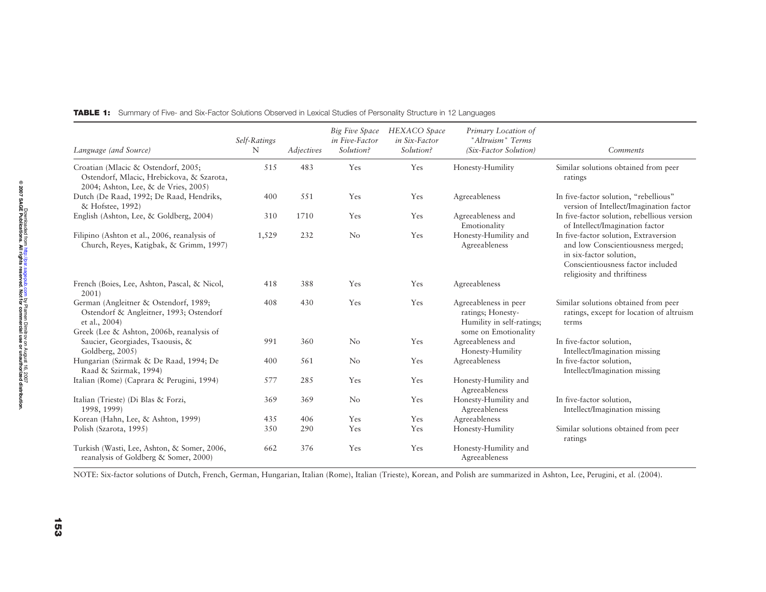**TABLE 1:** Summary of Five- and Six-Factor Solutions Observed in Lexical Studies of Personality Structure in 12 Languages

| *Language (and Source)* | *Self-Ratings* N | *Adjectives* | *Big Five Space in Five-Factor Solution?* | *HEXACO Space in Six-Factor Solution?* | *Primary Location of "Altruism" Terms (Six-Factor Solution)* | *Comments* |
|---|---|---|---|---|---|---|
| Croatian (Mlacic & Ostendorf, 2005; Ostendorf, Mlacic, Hrebickova, & Szarota, 2004; Ashton, Lee, & de Vries, 2005) | 515 | 483 | Yes | Yes | Honesty-Humility | Similar solutions obtained from peer ratings |
| Dutch (De Raad, 1992; De Raad, Hendriks, & Hofstee, 1992) | 400 | 551 | Yes | Yes | Agreeableness | In five-factor solution, "rebellious" version of Intellect/Imagination factor |
| English (Ashton, Lee, & Goldberg, 2004) | 310 | 1710 | Yes | Yes | Agreeableness and Emotionality | In five-factor solution, rebellious version of Intellect/Imagination factor |
| Filipino (Ashton et al., 2006, reanalysis of Church, Reyes, Katigbak, & Grimm, 1997) | 1,529 | 232 | No | Yes | Honesty-Humility and Agreeableness | In five-factor solution, Extraversion and low Conscientiousness merged; in six-factor solution, Conscientiousness factor included religiosity and thriftiness |
| French (Boies, Lee, Ashton, Pascal, & Nicol, 2001) | 418 | 388 | Yes | Yes | Agreeableness | |
| German (Angleitner & Ostendorf, 1989; Ostendorf & Angleitner, 1993; Ostendorf et al., 2004) | 408 | 430 | Yes | Yes | Agreeableness in peer ratings; Honesty-Humility in self-ratings; some on Emotionality | Similar solutions obtained from peer ratings, except for location of altruism terms |
| Greek (Lee & Ashton, 2006b, reanalysis of Saucier, Georgiades, Tsaousis, & Goldberg, 2005) | 991 | 360 | No | Yes | Agreeableness and Honesty-Humility | In five-factor solution, Intellect/Imagination missing |
| Hungarian (Szirmak & De Raad, 1994; De Raad & Szirmak, 1994) | 400 | 561 | No | Yes | Agreeableness | In five-factor solution, Intellect/Imagination missing |
| Italian (Rome) (Caprara & Perugini, 1994) | 577 | 285 | Yes | Yes | Honesty-Humility and Agreeableness | |
| Italian (Trieste) (Di Blas & Forzi, 1998, 1999) | 369 | 369 | No | Yes | Honesty-Humility and Agreeableness | In five-factor solution, Intellect/Imagination missing |
| Korean (Hahn, Lee, & Ashton, 1999) | 435 | 406 | Yes | Yes | Agreeableness | |
| Polish (Szarota, 1995) | 350 | 290 | Yes | Yes | Honesty-Humility | Similar solutions obtained from peer ratings |
| Turkish (Wasti, Lee, Ashton, & Somer, 2006, reanalysis of Goldberg & Somer, 2000) | 662 | 376 | Yes | Yes | Honesty-Humility and Agreeableness | |

NOTE: Six-factor solutions of Dutch, French, German, Hungarian, Italian (Rome), Italian (Trieste), Korean, and Polish are summarized in Ashton, Lee, Perugini, et al. (2004).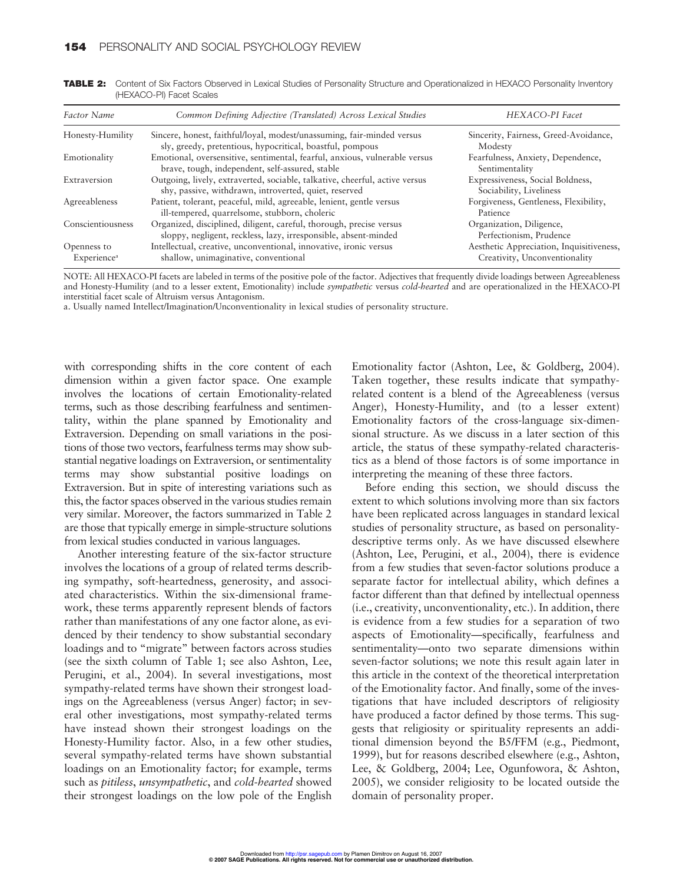**TABLE 2:** Content of Six Factors Observed in Lexical Studies of Personality Structure and Operationalized in HEXACO Personality Inventory (HEXACO-PI) Facet Scales

| *Factor Name* | *Common Defining Adjective (Translated) Across Lexical Studies* | *HEXACO-PI Facet* |
|---|---|---|
| Honesty-Humility | Sincere, honest, faithful/loyal, modest/unassuming, fair-minded versus sly, greedy, pretentious, hypocritical, boastful, pompous | Sincerity, Fairness, Greed-Avoidance, Modesty |
| Emotionality | Emotional, oversensitive, sentimental, fearful, anxious, vulnerable versus brave, tough, independent, self-assured, stable | Fearfulness, Anxiety, Dependence, Sentimentality |
| Extraversion | Outgoing, lively, extraverted, sociable, talkative, cheerful, active versus shy, passive, withdrawn, introverted, quiet, reserved | Expressiveness, Social Boldness, Sociability, Liveliness |
| Agreeableness | Patient, tolerant, peaceful, mild, agreeable, lenient, gentle versus ill-tempered, quarrelsome, stubborn, choleric | Forgiveness, Gentleness, Flexibility, Patience |
| Conscientiousness | Organized, disciplined, diligent, careful, thorough, precise versus sloppy, negligent, reckless, lazy, irresponsible, absent-minded | Organization, Diligence, Perfectionism, Prudence |
| Openness to Experience[a] | Intellectual, creative, unconventional, innovative, ironic versus shallow, unimaginative, conventional | Aesthetic Appreciation, Inquisitiveness, Creativity, Unconventionality |

NOTE: All HEXACO-PI facets are labeled in terms of the positive pole of the factor. Adjectives that frequently divide loadings between Agreeableness and Honesty-Humility (and to a lesser extent, Emotionality) include *sympathetic* versus *cold-hearted* and are operationalized in the HEXACO-PI interstitial facet scale of Altruism versus Antagonism.

a. Usually named Intellect/Imagination/Unconventionality in lexical studies of personality structure.

with corresponding shifts in the core content of each dimension within a given factor space. One example involves the locations of certain Emotionality-related terms, such as those describing fearfulness and sentimentality, within the plane spanned by Emotionality and Extraversion. Depending on small variations in the positions of those two vectors, fearfulness terms may show substantial negative loadings on Extraversion, or sentimentality terms may show substantial positive loadings on Extraversion. But in spite of interesting variations such as this, the factor spaces observed in the various studies remain very similar. Moreover, the factors summarized in Table 2 are those that typically emerge in simple-structure solutions from lexical studies conducted in various languages.

Another interesting feature of the six-factor structure involves the locations of a group of related terms describing sympathy, soft-heartedness, generosity, and associated characteristics. Within the six-dimensional framework, these terms apparently represent blends of factors rather than manifestations of any one factor alone, as evidenced by their tendency to show substantial secondary loadings and to "migrate" between factors across studies (see the sixth column of Table 1; see also Ashton, Lee, Perugini, et al., 2004). In several investigations, most sympathy-related terms have shown their strongest loadings on the Agreeableness (versus Anger) factor; in several other investigations, most sympathy-related terms have instead shown their strongest loadings on the Honesty-Humility factor. Also, in a few other studies, several sympathy-related terms have shown substantial loadings on an Emotionality factor; for example, terms such as *pitiless*, *unsympathetic*, and *cold-hearted* showed their strongest loadings on the low pole of the English Emotionality factor (Ashton, Lee, & Goldberg, 2004). Taken together, these results indicate that sympathy-related content is a blend of the Agreeableness (versus Anger), Honesty-Humility, and (to a lesser extent) Emotionality factors of the cross-language six-dimensional structure. As we discuss in a later section of this article, the status of these sympathy-related characteristics as a blend of those factors is of some importance in interpreting the meaning of these three factors.

Before ending this section, we should discuss the extent to which solutions involving more than six factors have been replicated across languages in standard lexical studies of personality structure, as based on personality-descriptive terms only. As we have discussed elsewhere (Ashton, Lee, Perugini, et al., 2004), there is evidence from a few studies that seven-factor solutions produce a separate factor for intellectual ability, which defines a factor different than that defined by intellectual openness (i.e., creativity, unconventionality, etc.). In addition, there is evidence from a few studies for a separation of two aspects of Emotionality—specifically, fearfulness and sentimentality—onto two separate dimensions within seven-factor solutions; we note this result again later in this article in the context of the theoretical interpretation of the Emotionality factor. And finally, some of the investigations that have included descriptors of religiosity have produced a factor defined by those terms. This suggests that religiosity or spirituality represents an additional dimension beyond the B5/FFM (e.g., Piedmont, 1999), but for reasons described elsewhere (e.g., Ashton, Lee, & Goldberg, 2004; Lee, Ogunfowora, & Ashton, 2005), we consider religiosity to be located outside the domain of personality proper.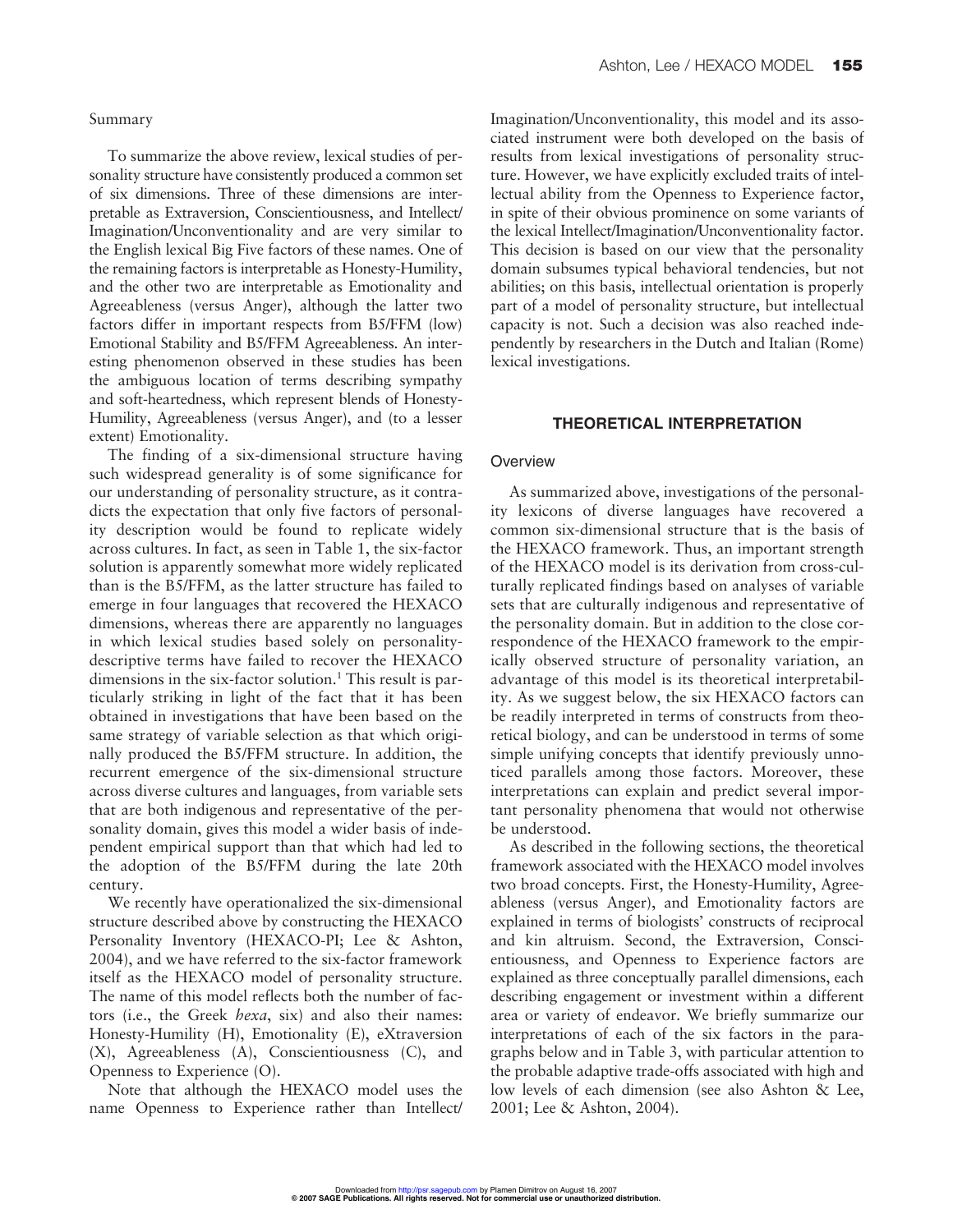### Summary

To summarize the above review, lexical studies of personality structure have consistently produced a common set of six dimensions. Three of these dimensions are interpretable as Extraversion, Conscientiousness, and Intellect/Imagination/Unconventionality and are very similar to the English lexical Big Five factors of these names. One of the remaining factors is interpretable as Honesty-Humility, and the other two are interpretable as Emotionality and Agreeableness (versus Anger), although the latter two factors differ in important respects from B5/FFM (low) Emotional Stability and B5/FFM Agreeableness. An interesting phenomenon observed in these studies has been the ambiguous location of terms describing sympathy and soft-heartedness, which represent blends of Honesty-Humility, Agreeableness (versus Anger), and (to a lesser extent) Emotionality.

The finding of a six-dimensional structure having such widespread generality is of some significance for our understanding of personality structure, as it contradicts the expectation that only five factors of personality description would be found to replicate widely across cultures. In fact, as seen in Table 1, the six-factor solution is apparently somewhat more widely replicated than is the B5/FFM, as the latter structure has failed to emerge in four languages that recovered the HEXACO dimensions, whereas there are apparently no languages in which lexical studies based solely on personality-descriptive terms have failed to recover the HEXACO dimensions in the six-factor solution.[1] This result is particularly striking in light of the fact that it has been obtained in investigations that have been based on the same strategy of variable selection as that which originally produced the B5/FFM structure. In addition, the recurrent emergence of the six-dimensional structure across diverse cultures and languages, from variable sets that are both indigenous and representative of the personality domain, gives this model a wider basis of independent empirical support than that which had led to the adoption of the B5/FFM during the late 20th century.

We recently have operationalized the six-dimensional structure described above by constructing the HEXACO Personality Inventory (HEXACO-PI; Lee & Ashton, 2004), and we have referred to the six-factor framework itself as the HEXACO model of personality structure. The name of this model reflects both the number of factors (i.e., the Greek *hexa*, six) and also their names: Honesty-Humility (H), Emotionality (E), eXtraversion (X), Agreeableness (A), Conscientiousness (C), and Openness to Experience (O).

Note that although the HEXACO model uses the name Openness to Experience rather than Intellect/Imagination/Unconventionality, this model and its associated instrument were both developed on the basis of results from lexical investigations of personality structure. However, we have explicitly excluded traits of intellectual ability from the Openness to Experience factor, in spite of their obvious prominence on some variants of the lexical Intellect/Imagination/Unconventionality factor. This decision is based on our view that the personality domain subsumes typical behavioral tendencies, but not abilities; on this basis, intellectual orientation is properly part of a model of personality structure, but intellectual capacity is not. Such a decision was also reached independently by researchers in the Dutch and Italian (Rome) lexical investigations.

## THEORETICAL INTERPRETATION

### Overview

As summarized above, investigations of the personality lexicons of diverse languages have recovered a common six-dimensional structure that is the basis of the HEXACO framework. Thus, an important strength of the HEXACO model is its derivation from cross-culturally replicated findings based on analyses of variable sets that are culturally indigenous and representative of the personality domain. But in addition to the close correspondence of the HEXACO framework to the empirically observed structure of personality variation, an advantage of this model is its theoretical interpretability. As we suggest below, the six HEXACO factors can be readily interpreted in terms of constructs from theoretical biology, and can be understood in terms of some simple unifying concepts that identify previously unnoticed parallels among those factors. Moreover, these interpretations can explain and predict several important personality phenomena that would not otherwise be understood.

As described in the following sections, the theoretical framework associated with the HEXACO model involves two broad concepts. First, the Honesty-Humility, Agreeableness (versus Anger), and Emotionality factors are explained in terms of biologists' constructs of reciprocal and kin altruism. Second, the Extraversion, Conscientiousness, and Openness to Experience factors are explained as three conceptually parallel dimensions, each describing engagement or investment within a different area or variety of endeavor. We briefly summarize our interpretations of each of the six factors in the paragraphs below and in Table 3, with particular attention to the probable adaptive trade-offs associated with high and low levels of each dimension (see also Ashton & Lee, 2001; Lee & Ashton, 2004).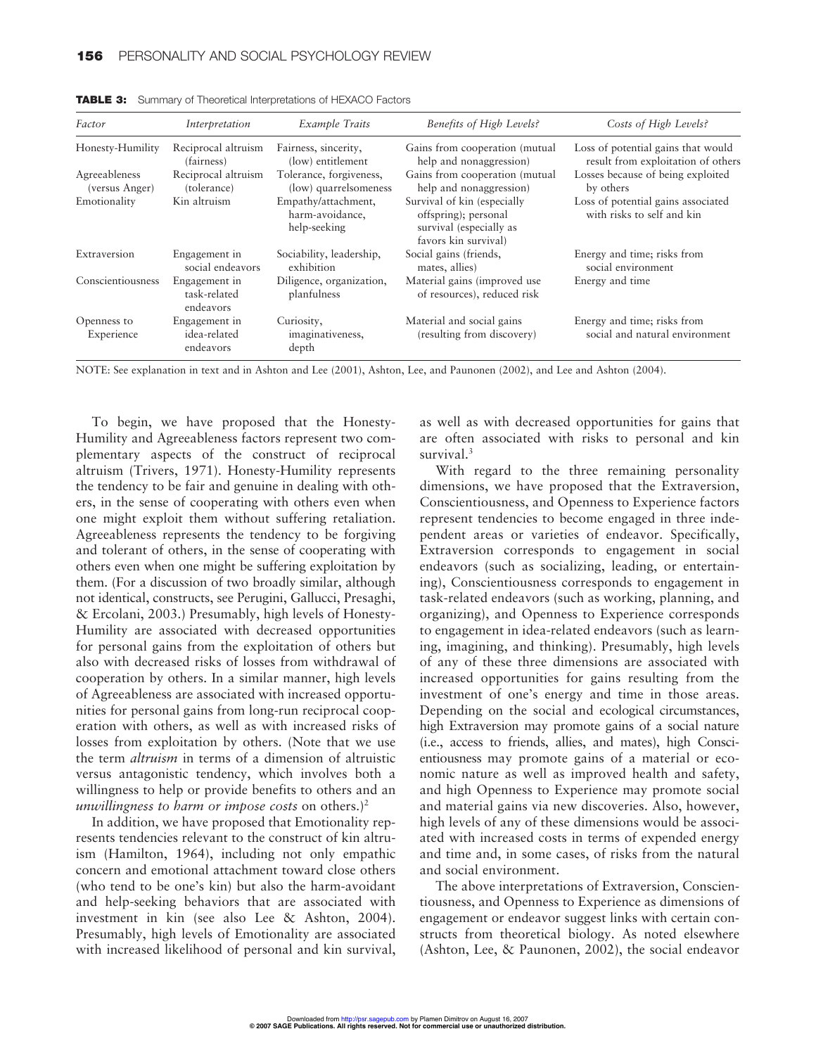**TABLE 3:** Summary of Theoretical Interpretations of HEXACO Factors

| *Factor* | *Interpretation* | *Example Traits* | *Benefits of High Levels?* | *Costs of High Levels?* |
|---|---|---|---|---|
| Honesty-Humility | Reciprocal altruism (fairness) | Fairness, sincerity, (low) entitlement | Gains from cooperation (mutual help and nonaggression) | Loss of potential gains that would result from exploitation of others |
| Agreeableness (versus Anger) | Reciprocal altruism (tolerance) | Tolerance, forgiveness, (low) quarrelsomeness | Gains from cooperation (mutual help and nonaggression) | Losses because of being exploited by others |
| Emotionality | Kin altruism | Empathy/attachment, harm-avoidance, help-seeking | Survival of kin (especially offspring); personal survival (especially as favors kin survival) | Loss of potential gains associated with risks to self and kin |
| Extraversion | Engagement in social endeavors | Sociability, leadership, exhibition | Social gains (friends, mates, allies) | Energy and time; risks from social environment |
| Conscientiousness | Engagement in task-related endeavors | Diligence, organization, planfulness | Material gains (improved use of resources), reduced risk | Energy and time |
| Openness to Experience | Engagement in idea-related endeavors | Curiosity, imaginativeness, depth | Material and social gains (resulting from discovery) | Energy and time; risks from social and natural environment |

NOTE: See explanation in text and in Ashton and Lee (2001), Ashton, Lee, and Paunonen (2002), and Lee and Ashton (2004).

To begin, we have proposed that the Honesty-Humility and Agreeableness factors represent two complementary aspects of the construct of reciprocal altruism (Trivers, 1971). Honesty-Humility represents the tendency to be fair and genuine in dealing with others, in the sense of cooperating with others even when one might exploit them without suffering retaliation. Agreeableness represents the tendency to be forgiving and tolerant of others, in the sense of cooperating with others even when one might be suffering exploitation by them. (For a discussion of two broadly similar, although not identical, constructs, see Perugini, Gallucci, Presaghi, & Ercolani, 2003.) Presumably, high levels of Honesty-Humility are associated with decreased opportunities for personal gains from the exploitation of others but also with decreased risks of losses from withdrawal of cooperation by others. In a similar manner, high levels of Agreeableness are associated with increased opportunities for personal gains from long-run reciprocal cooperation with others, as well as with increased risks of losses from exploitation by others. (Note that we use the term *altruism* in terms of a dimension of altruistic versus antagonistic tendency, which involves both a willingness to help or provide benefits to others and an *unwillingness to harm or impose costs* on others.)[2]

In addition, we have proposed that Emotionality represents tendencies relevant to the construct of kin altruism (Hamilton, 1964), including not only empathic concern and emotional attachment toward close others (who tend to be one's kin) but also the harm-avoidant and help-seeking behaviors that are associated with investment in kin (see also Lee & Ashton, 2004). Presumably, high levels of Emotionality are associated with increased likelihood of personal and kin survival, as well as with decreased opportunities for gains that are often associated with risks to personal and kin survival.[3]

With regard to the three remaining personality dimensions, we have proposed that the Extraversion, Conscientiousness, and Openness to Experience factors represent tendencies to become engaged in three independent areas or varieties of endeavor. Specifically, Extraversion corresponds to engagement in social endeavors (such as socializing, leading, or entertaining), Conscientiousness corresponds to engagement in task-related endeavors (such as working, planning, and organizing), and Openness to Experience corresponds to engagement in idea-related endeavors (such as learning, imagining, and thinking). Presumably, high levels of any of these three dimensions are associated with increased opportunities for gains resulting from the investment of one's energy and time in those areas. Depending on the social and ecological circumstances, high Extraversion may promote gains of a social nature (i.e., access to friends, allies, and mates), high Conscientiousness may promote gains of a material or economic nature as well as improved health and safety, and high Openness to Experience may promote social and material gains via new discoveries. Also, however, high levels of any of these dimensions would be associated with increased costs in terms of expended energy and time and, in some cases, of risks from the natural and social environment.

The above interpretations of Extraversion, Conscientiousness, and Openness to Experience as dimensions of engagement or endeavor suggest links with certain constructs from theoretical biology. As noted elsewhere (Ashton, Lee, & Paunonen, 2002), the social endeavor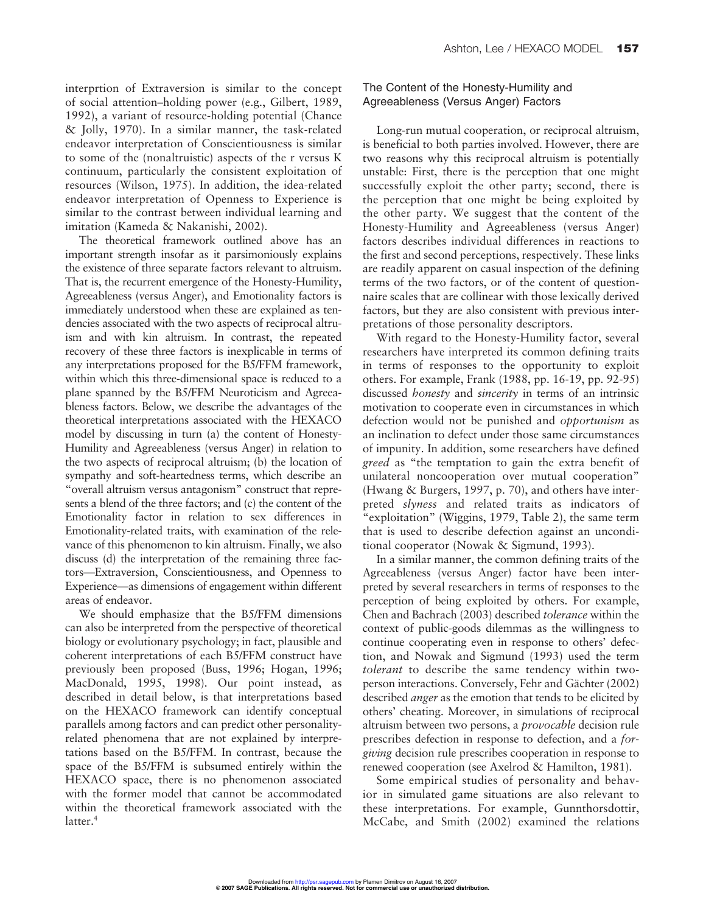interprtion of Extraversion is similar to the concept of social attention–holding power (e.g., Gilbert, 1989, 1992), a variant of resource-holding potential (Chance & Jolly, 1970). In a similar manner, the task-related endeavor interpretation of Conscientiousness is similar to some of the (nonaltruistic) aspects of the r versus K continuum, particularly the consistent exploitation of resources (Wilson, 1975). In addition, the idea-related endeavor interpretation of Openness to Experience is similar to the contrast between individual learning and imitation (Kameda & Nakanishi, 2002).

The theoretical framework outlined above has an important strength insofar as it parsimoniously explains the existence of three separate factors relevant to altruism. That is, the recurrent emergence of the Honesty-Humility, Agreeableness (versus Anger), and Emotionality factors is immediately understood when these are explained as tendencies associated with the two aspects of reciprocal altruism and with kin altruism. In contrast, the repeated recovery of these three factors is inexplicable in terms of any interpretations proposed for the B5/FFM framework, within which this three-dimensional space is reduced to a plane spanned by the B5/FFM Neuroticism and Agreeableness factors. Below, we describe the advantages of the theoretical interpretations associated with the HEXACO model by discussing in turn (a) the content of Honesty-Humility and Agreeableness (versus Anger) in relation to the two aspects of reciprocal altruism; (b) the location of sympathy and soft-heartedness terms, which describe an "overall altruism versus antagonism" construct that represents a blend of the three factors; and (c) the content of the Emotionality factor in relation to sex differences in Emotionality-related traits, with examination of the relevance of this phenomenon to kin altruism. Finally, we also discuss (d) the interpretation of the remaining three factors—Extraversion, Conscientiousness, and Openness to Experience—as dimensions of engagement within different areas of endeavor.

We should emphasize that the B5/FFM dimensions can also be interpreted from the perspective of theoretical biology or evolutionary psychology; in fact, plausible and coherent interpretations of each B5/FFM construct have previously been proposed (Buss, 1996; Hogan, 1996; MacDonald, 1995, 1998). Our point instead, as described in detail below, is that interpretations based on the HEXACO framework can identify conceptual parallels among factors and can predict other personality-related phenomena that are not explained by interpretations based on the B5/FFM. In contrast, because the space of the B5/FFM is subsumed entirely within the HEXACO space, there is no phenomenon associated with the former model that cannot be accommodated within the theoretical framework associated with the latter.[4]

## The Content of the Honesty-Humility and Agreeableness (Versus Anger) Factors

Long-run mutual cooperation, or reciprocal altruism, is beneficial to both parties involved. However, there are two reasons why this reciprocal altruism is potentially unstable: First, there is the perception that one might successfully exploit the other party; second, there is the perception that one might be being exploited by the other party. We suggest that the content of the Honesty-Humility and Agreeableness (versus Anger) factors describes individual differences in reactions to the first and second perceptions, respectively. These links are readily apparent on casual inspection of the defining terms of the two factors, or of the content of questionnaire scales that are collinear with those lexically derived factors, but they are also consistent with previous interpretations of those personality descriptors.

With regard to the Honesty-Humility factor, several researchers have interpreted its common defining traits in terms of responses to the opportunity to exploit others. For example, Frank (1988, pp. 16-19, pp. 92-95) discussed *honesty* and *sincerity* in terms of an intrinsic motivation to cooperate even in circumstances in which defection would not be punished and *opportunism* as an inclination to defect under those same circumstances of impunity. In addition, some researchers have defined *greed* as "the temptation to gain the extra benefit of unilateral noncooperation over mutual cooperation" (Hwang & Burgers, 1997, p. 70), and others have interpreted *slyness* and related traits as indicators of "exploitation" (Wiggins, 1979, Table 2), the same term that is used to describe defection against an unconditional cooperator (Nowak & Sigmund, 1993).

In a similar manner, the common defining traits of the Agreeableness (versus Anger) factor have been interpreted by several researchers in terms of responses to the perception of being exploited by others. For example, Chen and Bachrach (2003) described *tolerance* within the context of public-goods dilemmas as the willingness to continue cooperating even in response to others' defection, and Nowak and Sigmund (1993) used the term *tolerant* to describe the same tendency within two-person interactions. Conversely, Fehr and Gächter (2002) described *anger* as the emotion that tends to be elicited by others' cheating. Moreover, in simulations of reciprocal altruism between two persons, a *provocable* decision rule prescribes defection in response to defection, and a *forgiving* decision rule prescribes cooperation in response to renewed cooperation (see Axelrod & Hamilton, 1981).

Some empirical studies of personality and behavior in simulated game situations are also relevant to these interpretations. For example, Gunnthorsdottir, McCabe, and Smith (2002) examined the relations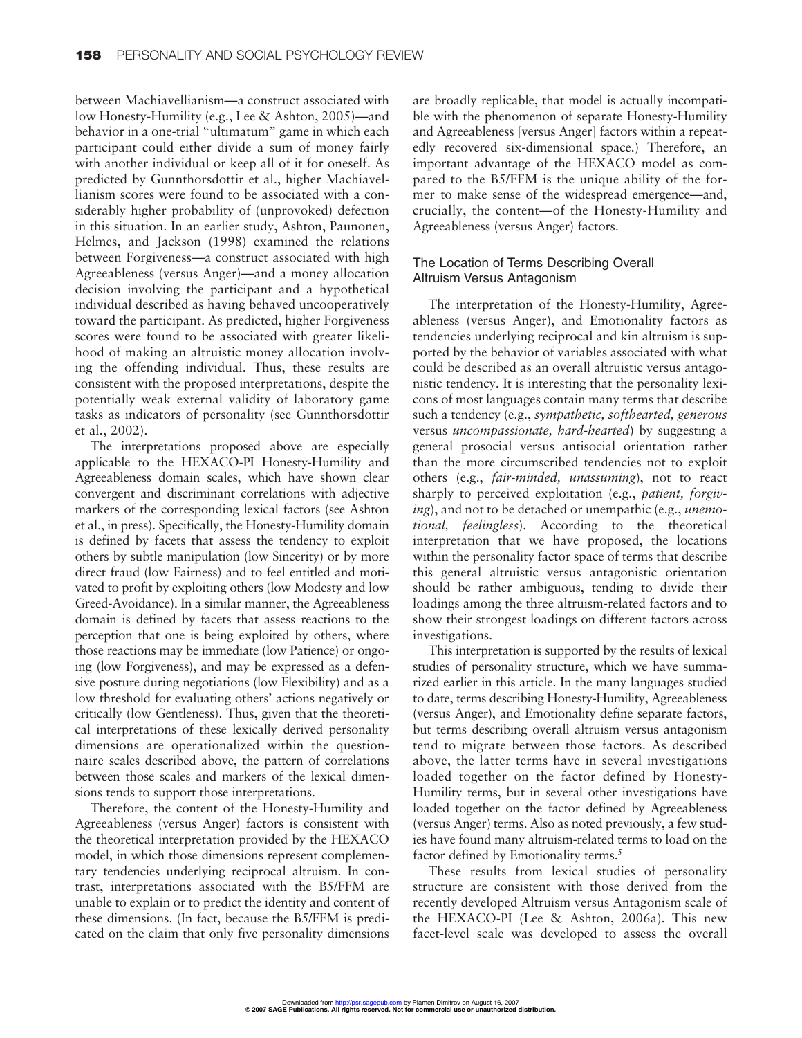between Machiavellianism—a construct associated with low Honesty-Humility (e.g., Lee & Ashton, 2005)—and behavior in a one-trial "ultimatum" game in which each participant could either divide a sum of money fairly with another individual or keep all of it for oneself. As predicted by Gunnthorsdottir et al., higher Machiavellianism scores were found to be associated with a considerably higher probability of (unprovoked) defection in this situation. In an earlier study, Ashton, Paunonen, Helmes, and Jackson (1998) examined the relations between Forgiveness—a construct associated with high Agreeableness (versus Anger)—and a money allocation decision involving the participant and a hypothetical individual described as having behaved uncooperatively toward the participant. As predicted, higher Forgiveness scores were found to be associated with greater likelihood of making an altruistic money allocation involving the offending individual. Thus, these results are consistent with the proposed interpretations, despite the potentially weak external validity of laboratory game tasks as indicators of personality (see Gunnthorsdottir et al., 2002).

The interpretations proposed above are especially applicable to the HEXACO-PI Honesty-Humility and Agreeableness domain scales, which have shown clear convergent and discriminant correlations with adjective markers of the corresponding lexical factors (see Ashton et al., in press). Specifically, the Honesty-Humility domain is defined by facets that assess the tendency to exploit others by subtle manipulation (low Sincerity) or by more direct fraud (low Fairness) and to feel entitled and motivated to profit by exploiting others (low Modesty and low Greed-Avoidance). In a similar manner, the Agreeableness domain is defined by facets that assess reactions to the perception that one is being exploited by others, where those reactions may be immediate (low Patience) or ongoing (low Forgiveness), and may be expressed as a defensive posture during negotiations (low Flexibility) and as a low threshold for evaluating others' actions negatively or critically (low Gentleness). Thus, given that the theoretical interpretations of these lexically derived personality dimensions are operationalized within the questionnaire scales described above, the pattern of correlations between those scales and markers of the lexical dimensions tends to support those interpretations.

Therefore, the content of the Honesty-Humility and Agreeableness (versus Anger) factors is consistent with the theoretical interpretation provided by the HEXACO model, in which those dimensions represent complementary tendencies underlying reciprocal altruism. In contrast, interpretations associated with the B5/FFM are unable to explain or to predict the identity and content of these dimensions. (In fact, because the B5/FFM is predicated on the claim that only five personality dimensions are broadly replicable, that model is actually incompatible with the phenomenon of separate Honesty-Humility and Agreeableness [versus Anger] factors within a repeatedly recovered six-dimensional space.) Therefore, an important advantage of the HEXACO model as compared to the B5/FFM is the unique ability of the former to make sense of the widespread emergence—and, crucially, the content—of the Honesty-Humility and Agreeableness (versus Anger) factors.

### The Location of Terms Describing Overall Altruism Versus Antagonism

The interpretation of the Honesty-Humility, Agreeableness (versus Anger), and Emotionality factors as tendencies underlying reciprocal and kin altruism is supported by the behavior of variables associated with what could be described as an overall altruistic versus antagonistic tendency. It is interesting that the personality lexicons of most languages contain many terms that describe such a tendency (e.g., *sympathetic, softhearted, generous* versus *uncompassionate, hard-hearted*) by suggesting a general prosocial versus antisocial orientation rather than the more circumscribed tendencies not to exploit others (e.g., *fair-minded, unassuming*), not to react sharply to perceived exploitation (e.g., *patient, forgiving*), and not to be detached or unempathic (e.g., *unemotional, feelingless*). According to the theoretical interpretation that we have proposed, the locations within the personality factor space of terms that describe this general altruistic versus antagonistic orientation should be rather ambiguous, tending to divide their loadings among the three altruism-related factors and to show their strongest loadings on different factors across investigations.

This interpretation is supported by the results of lexical studies of personality structure, which we have summarized earlier in this article. In the many languages studied to date, terms describing Honesty-Humility, Agreeableness (versus Anger), and Emotionality define separate factors, but terms describing overall altruism versus antagonism tend to migrate between those factors. As described above, the latter terms have in several investigations loaded together on the factor defined by Honesty-Humility terms, but in several other investigations have loaded together on the factor defined by Agreeableness (versus Anger) terms. Also as noted previously, a few studies have found many altruism-related terms to load on the factor defined by Emotionality terms.[5]

These results from lexical studies of personality structure are consistent with those derived from the recently developed Altruism versus Antagonism scale of the HEXACO-PI (Lee & Ashton, 2006a). This new facet-level scale was developed to assess the overall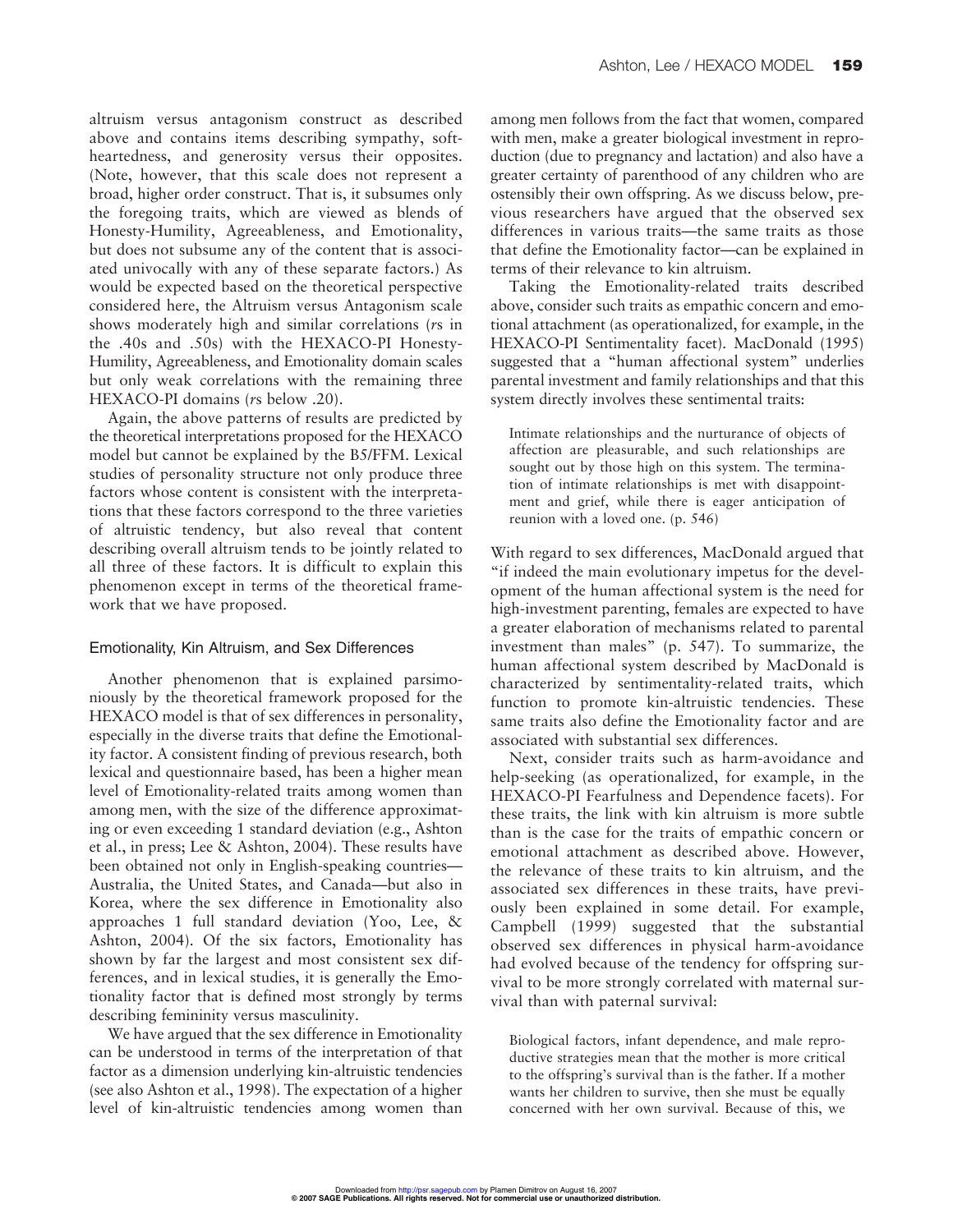altruism versus antagonism construct as described above and contains items describing sympathy, soft-heartedness, and generosity versus their opposites. (Note, however, that this scale does not represent a broad, higher order construct. That is, it subsumes only the foregoing traits, which are viewed as blends of Honesty-Humility, Agreeableness, and Emotionality, but does not subsume any of the content that is associated univocally with any of these separate factors.) As would be expected based on the theoretical perspective considered here, the Altruism versus Antagonism scale shows moderately high and similar correlations (*r*s in the .40s and .50s) with the HEXACO-PI Honesty-Humility, Agreeableness, and Emotionality domain scales but only weak correlations with the remaining three HEXACO-PI domains (*r*s below .20).

Again, the above patterns of results are predicted by the theoretical interpretations proposed for the HEXACO model but cannot be explained by the B5/FFM. Lexical studies of personality structure not only produce three factors whose content is consistent with the interpretations that these factors correspond to the three varieties of altruistic tendency, but also reveal that content describing overall altruism tends to be jointly related to all three of these factors. It is difficult to explain this phenomenon except in terms of the theoretical framework that we have proposed.

### Emotionality, Kin Altruism, and Sex Differences

Another phenomenon that is explained parsimoniously by the theoretical framework proposed for the HEXACO model is that of sex differences in personality, especially in the diverse traits that define the Emotionality factor. A consistent finding of previous research, both lexical and questionnaire based, has been a higher mean level of Emotionality-related traits among women than among men, with the size of the difference approximating or even exceeding 1 standard deviation (e.g., Ashton et al., in press; Lee & Ashton, 2004). These results have been obtained not only in English-speaking countries—Australia, the United States, and Canada—but also in Korea, where the sex difference in Emotionality also approaches 1 full standard deviation (Yoo, Lee, & Ashton, 2004). Of the six factors, Emotionality has shown by far the largest and most consistent sex differences, and in lexical studies, it is generally the Emotionality factor that is defined most strongly by terms describing femininity versus masculinity.

We have argued that the sex difference in Emotionality can be understood in terms of the interpretation of that factor as a dimension underlying kin-altruistic tendencies (see also Ashton et al., 1998). The expectation of a higher level of kin-altruistic tendencies among women than among men follows from the fact that women, compared with men, make a greater biological investment in reproduction (due to pregnancy and lactation) and also have a greater certainty of parenthood of any children who are ostensibly their own offspring. As we discuss below, previous researchers have argued that the observed sex differences in various traits—the same traits as those that define the Emotionality factor—can be explained in terms of their relevance to kin altruism.

Taking the Emotionality-related traits described above, consider such traits as empathic concern and emotional attachment (as operationalized, for example, in the HEXACO-PI Sentimentality facet). MacDonald (1995) suggested that a "human affectional system" underlies parental investment and family relationships and that this system directly involves these sentimental traits:

> Intimate relationships and the nurturance of objects of affection are pleasurable, and such relationships are sought out by those high on this system. The termination of intimate relationships is met with disappointment and grief, while there is eager anticipation of reunion with a loved one. (p. 546)

With regard to sex differences, MacDonald argued that "if indeed the main evolutionary impetus for the development of the human affectional system is the need for high-investment parenting, females are expected to have a greater elaboration of mechanisms related to parental investment than males" (p. 547). To summarize, the human affectional system described by MacDonald is characterized by sentimentality-related traits, which function to promote kin-altruistic tendencies. These same traits also define the Emotionality factor and are associated with substantial sex differences.

Next, consider traits such as harm-avoidance and help-seeking (as operationalized, for example, in the HEXACO-PI Fearfulness and Dependence facets). For these traits, the link with kin altruism is more subtle than is the case for the traits of empathic concern or emotional attachment as described above. However, the relevance of these traits to kin altruism, and the associated sex differences in these traits, have previously been explained in some detail. For example, Campbell (1999) suggested that the substantial observed sex differences in physical harm-avoidance had evolved because of the tendency for offspring survival to be more strongly correlated with maternal survival than with paternal survival:

> Biological factors, infant dependence, and male reproductive strategies mean that the mother is more critical to the offspring's survival than is the father. If a mother wants her children to survive, then she must be equally concerned with her own survival. Because of this, we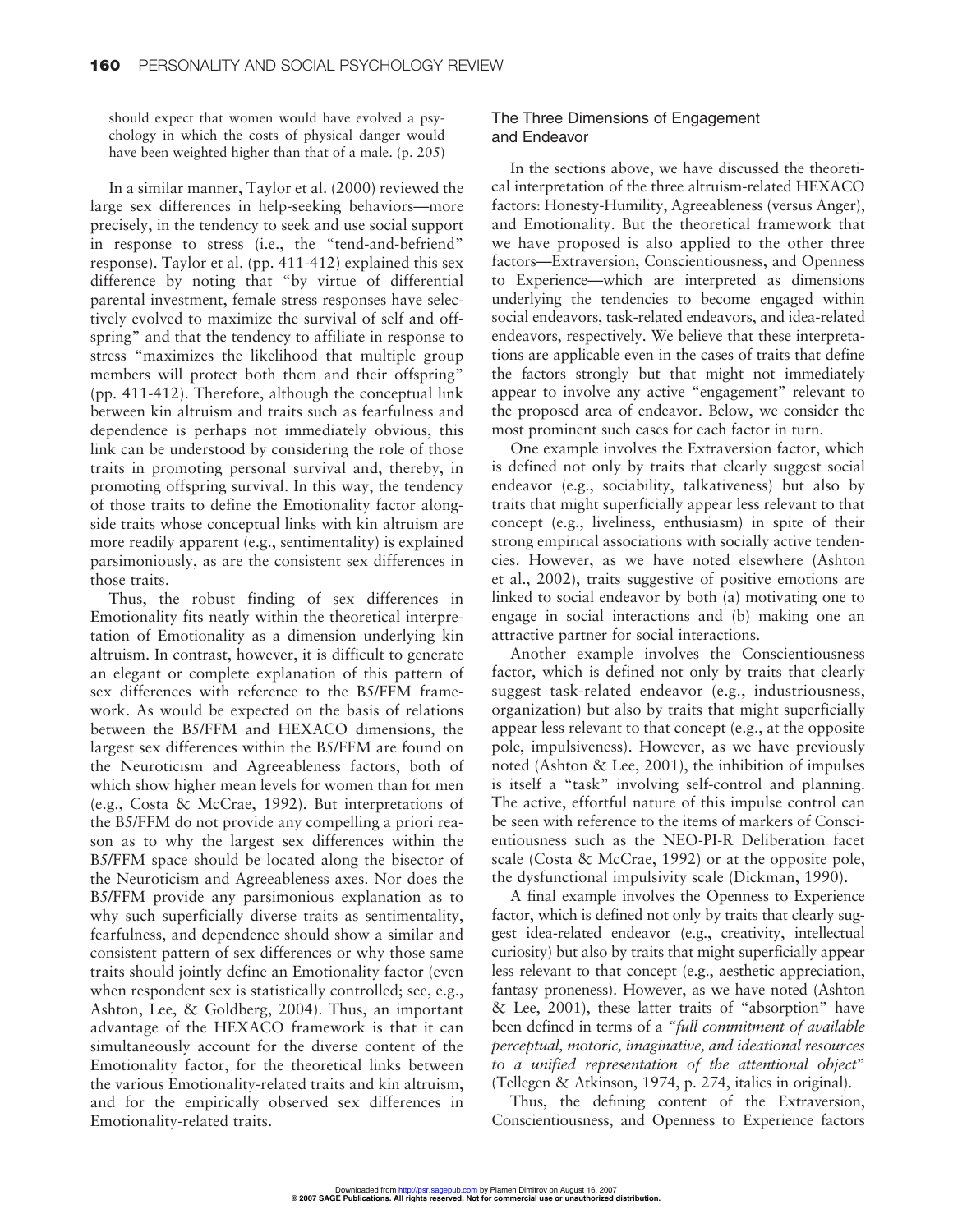should expect that women would have evolved a psychology in which the costs of physical danger would have been weighted higher than that of a male. (p. 205)

In a similar manner, Taylor et al. (2000) reviewed the large sex differences in help-seeking behaviors—more precisely, in the tendency to seek and use social support in response to stress (i.e., the "tend-and-befriend" response). Taylor et al. (pp. 411-412) explained this sex difference by noting that "by virtue of differential parental investment, female stress responses have selectively evolved to maximize the survival of self and offspring" and that the tendency to affiliate in response to stress "maximizes the likelihood that multiple group members will protect both them and their offspring" (pp. 411-412). Therefore, although the conceptual link between kin altruism and traits such as fearfulness and dependence is perhaps not immediately obvious, this link can be understood by considering the role of those traits in promoting personal survival and, thereby, in promoting offspring survival. In this way, the tendency of those traits to define the Emotionality factor alongside traits whose conceptual links with kin altruism are more readily apparent (e.g., sentimentality) is explained parsimoniously, as are the consistent sex differences in those traits.

Thus, the robust finding of sex differences in Emotionality fits neatly within the theoretical interpretation of Emotionality as a dimension underlying kin altruism. In contrast, however, it is difficult to generate an elegant or complete explanation of this pattern of sex differences with reference to the B5/FFM framework. As would be expected on the basis of relations between the B5/FFM and HEXACO dimensions, the largest sex differences within the B5/FFM are found on the Neuroticism and Agreeableness factors, both of which show higher mean levels for women than for men (e.g., Costa & McCrae, 1992). But interpretations of the B5/FFM do not provide any compelling a priori reason as to why the largest sex differences within the B5/FFM space should be located along the bisector of the Neuroticism and Agreeableness axes. Nor does the B5/FFM provide any parsimonious explanation as to why such superficially diverse traits as sentimentality, fearfulness, and dependence should show a similar and consistent pattern of sex differences or why those same traits should jointly define an Emotionality factor (even when respondent sex is statistically controlled; see, e.g., Ashton, Lee, & Goldberg, 2004). Thus, an important advantage of the HEXACO framework is that it can simultaneously account for the diverse content of the Emotionality factor, for the theoretical links between the various Emotionality-related traits and kin altruism, and for the empirically observed sex differences in Emotionality-related traits.

### The Three Dimensions of Engagement and Endeavor

In the sections above, we have discussed the theoretical interpretation of the three altruism-related HEXACO factors: Honesty-Humility, Agreeableness (versus Anger), and Emotionality. But the theoretical framework that we have proposed is also applied to the other three factors—Extraversion, Conscientiousness, and Openness to Experience—which are interpreted as dimensions underlying the tendencies to become engaged within social endeavors, task-related endeavors, and idea-related endeavors, respectively. We believe that these interpretations are applicable even in the cases of traits that define the factors strongly but that might not immediately appear to involve any active "engagement" relevant to the proposed area of endeavor. Below, we consider the most prominent such cases for each factor in turn.

One example involves the Extraversion factor, which is defined not only by traits that clearly suggest social endeavor (e.g., sociability, talkativeness) but also by traits that might superficially appear less relevant to that concept (e.g., liveliness, enthusiasm) in spite of their strong empirical associations with socially active tendencies. However, as we have noted elsewhere (Ashton et al., 2002), traits suggestive of positive emotions are linked to social endeavor by both (a) motivating one to engage in social interactions and (b) making one an attractive partner for social interactions.

Another example involves the Conscientiousness factor, which is defined not only by traits that clearly suggest task-related endeavor (e.g., industriousness, organization) but also by traits that might superficially appear less relevant to that concept (e.g., at the opposite pole, impulsiveness). However, as we have previously noted (Ashton & Lee, 2001), the inhibition of impulses is itself a "task" involving self-control and planning. The active, effortful nature of this impulse control can be seen with reference to the items of markers of Conscientiousness such as the NEO-PI-R Deliberation facet scale (Costa & McCrae, 1992) or at the opposite pole, the dysfunctional impulsivity scale (Dickman, 1990).

A final example involves the Openness to Experience factor, which is defined not only by traits that clearly suggest idea-related endeavor (e.g., creativity, intellectual curiosity) but also by traits that might superficially appear less relevant to that concept (e.g., aesthetic appreciation, fantasy proneness). However, as we have noted (Ashton & Lee, 2001), these latter traits of "absorption" have been defined in terms of a "*full commitment of available perceptual, motoric, imaginative, and ideational resources to a unified representation of the attentional object*" (Tellegen & Atkinson, 1974, p. 274, italics in original).

Thus, the defining content of the Extraversion, Conscientiousness, and Openness to Experience factors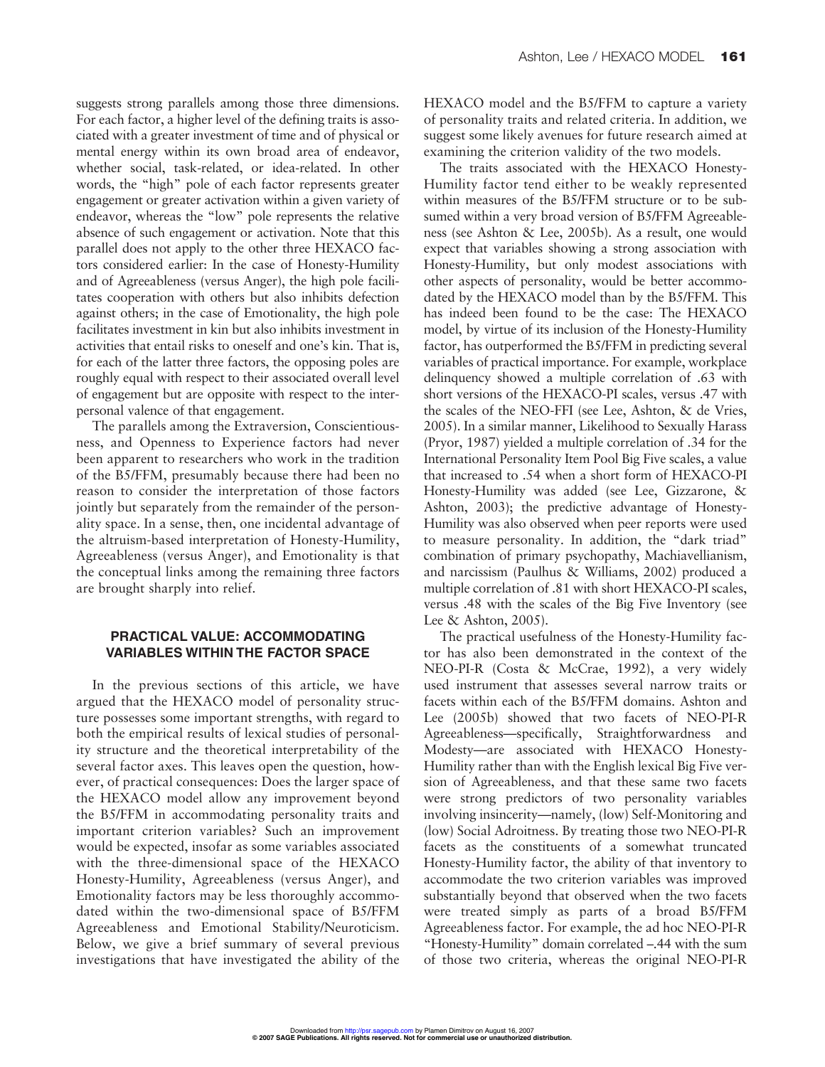suggests strong parallels among those three dimensions. For each factor, a higher level of the defining traits is associated with a greater investment of time and of physical or mental energy within its own broad area of endeavor, whether social, task-related, or idea-related. In other words, the "high" pole of each factor represents greater engagement or greater activation within a given variety of endeavor, whereas the "low" pole represents the relative absence of such engagement or activation. Note that this parallel does not apply to the other three HEXACO factors considered earlier: In the case of Honesty-Humility and of Agreeableness (versus Anger), the high pole facilitates cooperation with others but also inhibits defection against others; in the case of Emotionality, the high pole facilitates investment in kin but also inhibits investment in activities that entail risks to oneself and one's kin. That is, for each of the latter three factors, the opposing poles are roughly equal with respect to their associated overall level of engagement but are opposite with respect to the interpersonal valence of that engagement.

The parallels among the Extraversion, Conscientiousness, and Openness to Experience factors had never been apparent to researchers who work in the tradition of the B5/FFM, presumably because there had been no reason to consider the interpretation of those factors jointly but separately from the remainder of the personality space. In a sense, then, one incidental advantage of the altruism-based interpretation of Honesty-Humility, Agreeableness (versus Anger), and Emotionality is that the conceptual links among the remaining three factors are brought sharply into relief.

## PRACTICAL VALUE: ACCOMMODATING VARIABLES WITHIN THE FACTOR SPACE

In the previous sections of this article, we have argued that the HEXACO model of personality structure possesses some important strengths, with regard to both the empirical results of lexical studies of personality structure and the theoretical interpretability of the several factor axes. This leaves open the question, however, of practical consequences: Does the larger space of the HEXACO model allow any improvement beyond the B5/FFM in accommodating personality traits and important criterion variables? Such an improvement would be expected, insofar as some variables associated with the three-dimensional space of the HEXACO Honesty-Humility, Agreeableness (versus Anger), and Emotionality factors may be less thoroughly accommodated within the two-dimensional space of B5/FFM Agreeableness and Emotional Stability/Neuroticism. Below, we give a brief summary of several previous investigations that have investigated the ability of the HEXACO model and the B5/FFM to capture a variety of personality traits and related criteria. In addition, we suggest some likely avenues for future research aimed at examining the criterion validity of the two models.

The traits associated with the HEXACO Honesty-Humility factor tend either to be weakly represented within measures of the B5/FFM structure or to be subsumed within a very broad version of B5/FFM Agreeableness (see Ashton & Lee, 2005b). As a result, one would expect that variables showing a strong association with Honesty-Humility, but only modest associations with other aspects of personality, would be better accommodated by the HEXACO model than by the B5/FFM. This has indeed been found to be the case: The HEXACO model, by virtue of its inclusion of the Honesty-Humility factor, has outperformed the B5/FFM in predicting several variables of practical importance. For example, workplace delinquency showed a multiple correlation of .63 with short versions of the HEXACO-PI scales, versus .47 with the scales of the NEO-FFI (see Lee, Ashton, & de Vries, 2005). In a similar manner, Likelihood to Sexually Harass (Pryor, 1987) yielded a multiple correlation of .34 for the International Personality Item Pool Big Five scales, a value that increased to .54 when a short form of HEXACO-PI Honesty-Humility was added (see Lee, Gizzarone, & Ashton, 2003); the predictive advantage of Honesty-Humility was also observed when peer reports were used to measure personality. In addition, the "dark triad" combination of primary psychopathy, Machiavellianism, and narcissism (Paulhus & Williams, 2002) produced a multiple correlation of .81 with short HEXACO-PI scales, versus .48 with the scales of the Big Five Inventory (see Lee & Ashton, 2005).

The practical usefulness of the Honesty-Humility factor has also been demonstrated in the context of the NEO-PI-R (Costa & McCrae, 1992), a very widely used instrument that assesses several narrow traits or facets within each of the B5/FFM domains. Ashton and Lee (2005b) showed that two facets of NEO-PI-R Agreeableness—specifically, Straightforwardness and Modesty—are associated with HEXACO Honesty-Humility rather than with the English lexical Big Five version of Agreeableness, and that these same two facets were strong predictors of two personality variables involving insincerity—namely, (low) Self-Monitoring and (low) Social Adroitness. By treating those two NEO-PI-R facets as the constituents of a somewhat truncated Honesty-Humility factor, the ability of that inventory to accommodate the two criterion variables was improved substantially beyond that observed when the two facets were treated simply as parts of a broad B5/FFM Agreeableness factor. For example, the ad hoc NEO-PI-R "Honesty-Humility" domain correlated –.44 with the sum of those two criteria, whereas the original NEO-PI-R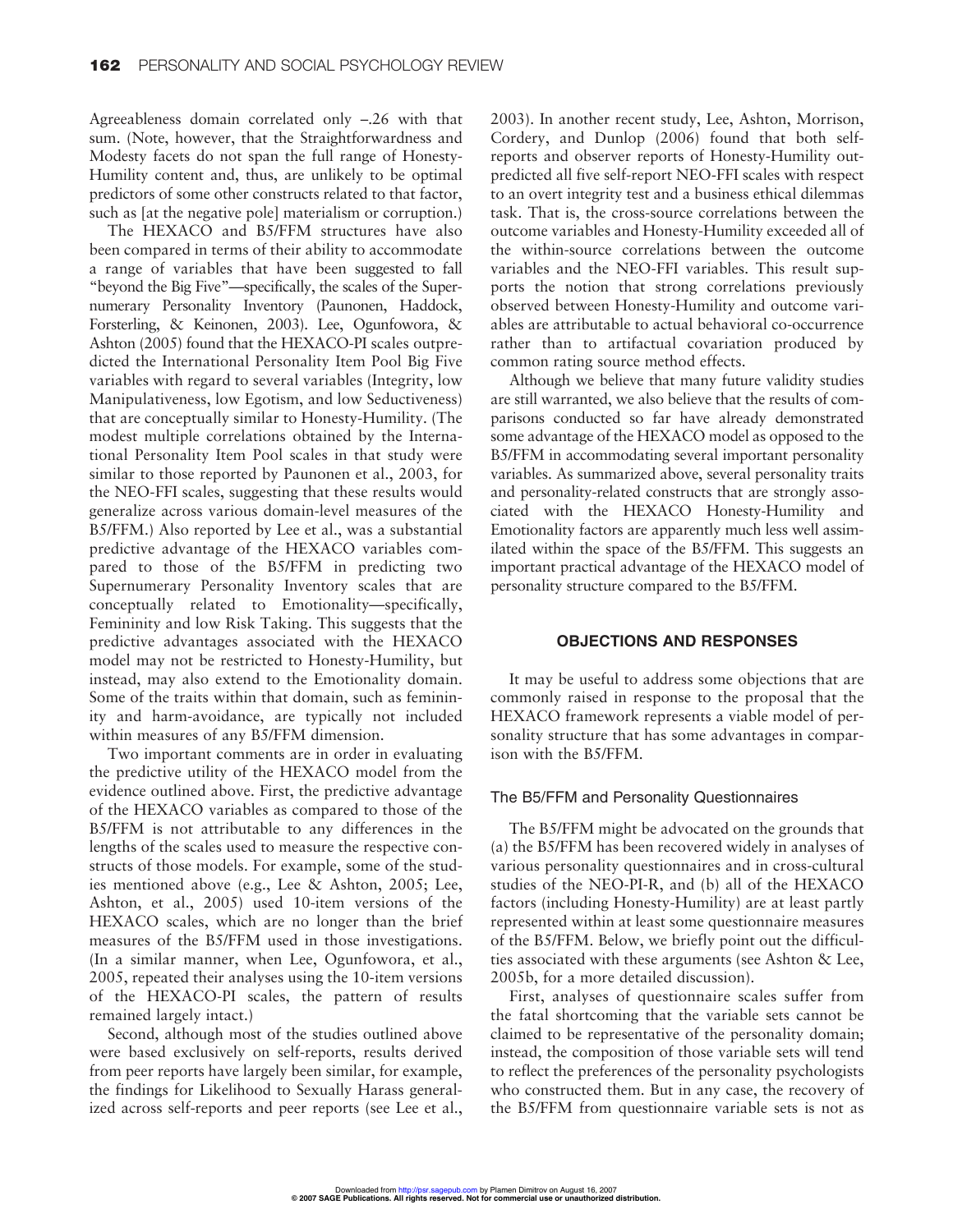Agreeableness domain correlated only –.26 with that sum. (Note, however, that the Straightforwardness and Modesty facets do not span the full range of Honesty-Humility content and, thus, are unlikely to be optimal predictors of some other constructs related to that factor, such as [at the negative pole] materialism or corruption.)

The HEXACO and B5/FFM structures have also been compared in terms of their ability to accommodate a range of variables that have been suggested to fall "beyond the Big Five"—specifically, the scales of the Supernumerary Personality Inventory (Paunonen, Haddock, Forsterling, & Keinonen, 2003). Lee, Ogunfowora, & Ashton (2005) found that the HEXACO-PI scales outpredicted the International Personality Item Pool Big Five variables with regard to several variables (Integrity, low Manipulativeness, low Egotism, and low Seductiveness) that are conceptually similar to Honesty-Humility. (The modest multiple correlations obtained by the International Personality Item Pool scales in that study were similar to those reported by Paunonen et al., 2003, for the NEO-FFI scales, suggesting that these results would generalize across various domain-level measures of the B5/FFM.) Also reported by Lee et al., was a substantial predictive advantage of the HEXACO variables compared to those of the B5/FFM in predicting two Supernumerary Personality Inventory scales that are conceptually related to Emotionality—specifically, Femininity and low Risk Taking. This suggests that the predictive advantages associated with the HEXACO model may not be restricted to Honesty-Humility, but instead, may also extend to the Emotionality domain. Some of the traits within that domain, such as femininity and harm-avoidance, are typically not included within measures of any B5/FFM dimension.

Two important comments are in order in evaluating the predictive utility of the HEXACO model from the evidence outlined above. First, the predictive advantage of the HEXACO variables as compared to those of the B5/FFM is not attributable to any differences in the lengths of the scales used to measure the respective constructs of those models. For example, some of the studies mentioned above (e.g., Lee & Ashton, 2005; Lee, Ashton, et al., 2005) used 10-item versions of the HEXACO scales, which are no longer than the brief measures of the B5/FFM used in those investigations. (In a similar manner, when Lee, Ogunfowora, et al., 2005, repeated their analyses using the 10-item versions of the HEXACO-PI scales, the pattern of results remained largely intact.)

Second, although most of the studies outlined above were based exclusively on self-reports, results derived from peer reports have largely been similar, for example, the findings for Likelihood to Sexually Harass generalized across self-reports and peer reports (see Lee et al., 2003). In another recent study, Lee, Ashton, Morrison, Cordery, and Dunlop (2006) found that both self-reports and observer reports of Honesty-Humility outpredicted all five self-report NEO-FFI scales with respect to an overt integrity test and a business ethical dilemmas task. That is, the cross-source correlations between the outcome variables and Honesty-Humility exceeded all of the within-source correlations between the outcome variables and the NEO-FFI variables. This result supports the notion that strong correlations previously observed between Honesty-Humility and outcome variables are attributable to actual behavioral co-occurrence rather than to artifactual covariation produced by common rating source method effects.

Although we believe that many future validity studies are still warranted, we also believe that the results of comparisons conducted so far have already demonstrated some advantage of the HEXACO model as opposed to the B5/FFM in accommodating several important personality variables. As summarized above, several personality traits and personality-related constructs that are strongly associated with the HEXACO Honesty-Humility and Emotionality factors are apparently much less well assimilated within the space of the B5/FFM. This suggests an important practical advantage of the HEXACO model of personality structure compared to the B5/FFM.

## OBJECTIONS AND RESPONSES

It may be useful to address some objections that are commonly raised in response to the proposal that the HEXACO framework represents a viable model of personality structure that has some advantages in comparison with the B5/FFM.

### The B5/FFM and Personality Questionnaires

The B5/FFM might be advocated on the grounds that (a) the B5/FFM has been recovered widely in analyses of various personality questionnaires and in cross-cultural studies of the NEO-PI-R, and (b) all of the HEXACO factors (including Honesty-Humility) are at least partly represented within at least some questionnaire measures of the B5/FFM. Below, we briefly point out the difficulties associated with these arguments (see Ashton & Lee, 2005b, for a more detailed discussion).

First, analyses of questionnaire scales suffer from the fatal shortcoming that the variable sets cannot be claimed to be representative of the personality domain; instead, the composition of those variable sets will tend to reflect the preferences of the personality psychologists who constructed them. But in any case, the recovery of the B5/FFM from questionnaire variable sets is not as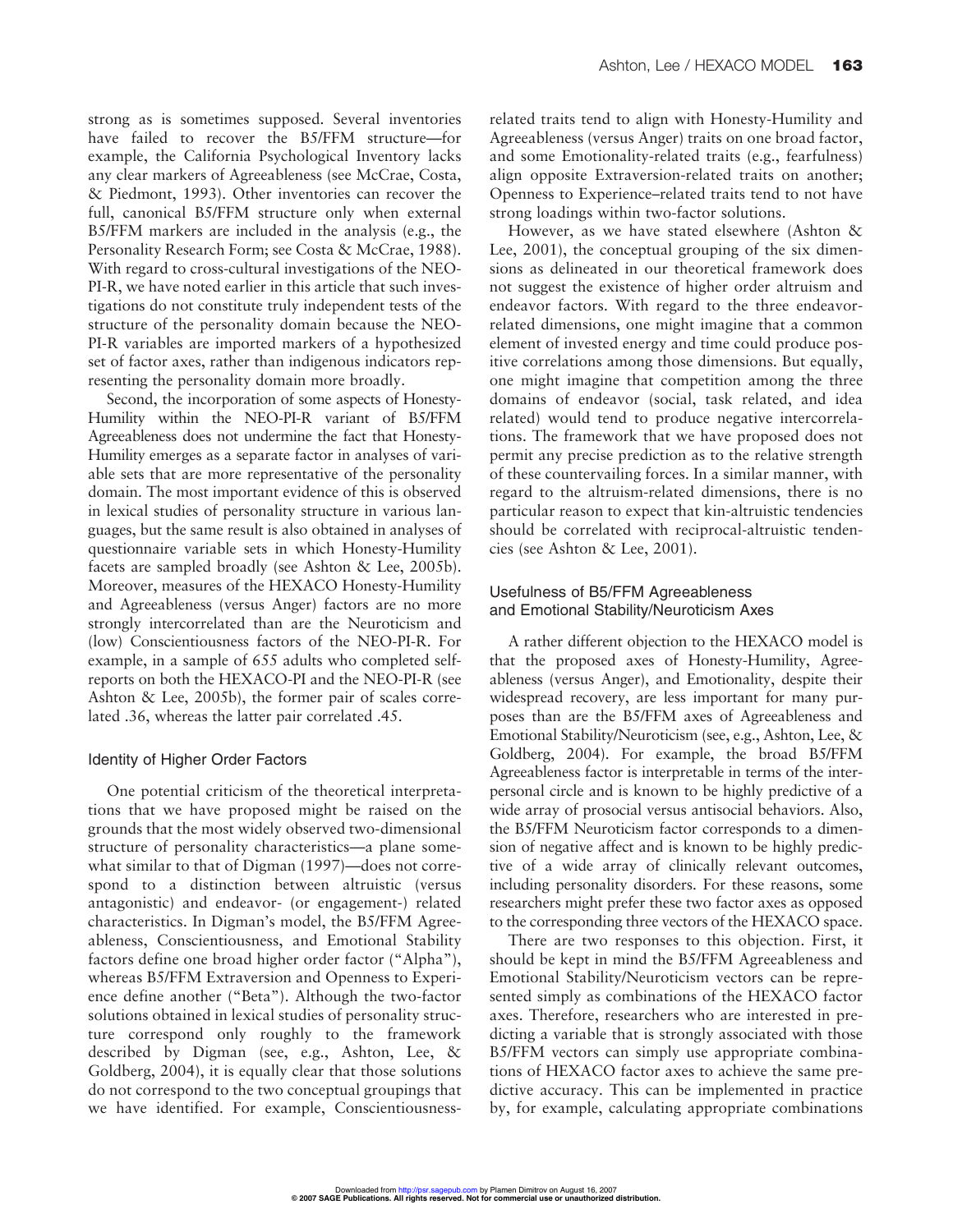strong as is sometimes supposed. Several inventories have failed to recover the B5/FFM structure—for example, the California Psychological Inventory lacks any clear markers of Agreeableness (see McCrae, Costa, & Piedmont, 1993). Other inventories can recover the full, canonical B5/FFM structure only when external B5/FFM markers are included in the analysis (e.g., the Personality Research Form; see Costa & McCrae, 1988). With regard to cross-cultural investigations of the NEO-PI-R, we have noted earlier in this article that such investigations do not constitute truly independent tests of the structure of the personality domain because the NEO-PI-R variables are imported markers of a hypothesized set of factor axes, rather than indigenous indicators representing the personality domain more broadly.

Second, the incorporation of some aspects of Honesty-Humility within the NEO-PI-R variant of B5/FFM Agreeableness does not undermine the fact that Honesty-Humility emerges as a separate factor in analyses of variable sets that are more representative of the personality domain. The most important evidence of this is observed in lexical studies of personality structure in various languages, but the same result is also obtained in analyses of questionnaire variable sets in which Honesty-Humility facets are sampled broadly (see Ashton & Lee, 2005b). Moreover, measures of the HEXACO Honesty-Humility and Agreeableness (versus Anger) factors are no more strongly intercorrelated than are the Neuroticism and (low) Conscientiousness factors of the NEO-PI-R. For example, in a sample of 655 adults who completed self-reports on both the HEXACO-PI and the NEO-PI-R (see Ashton & Lee, 2005b), the former pair of scales correlated .36, whereas the latter pair correlated .45.

### Identity of Higher Order Factors

One potential criticism of the theoretical interpretations that we have proposed might be raised on the grounds that the most widely observed two-dimensional structure of personality characteristics—a plane somewhat similar to that of Digman (1997)—does not correspond to a distinction between altruistic (versus antagonistic) and endeavor- (or engagement-) related characteristics. In Digman's model, the B5/FFM Agreeableness, Conscientiousness, and Emotional Stability factors define one broad higher order factor ("Alpha"), whereas B5/FFM Extraversion and Openness to Experience define another ("Beta"). Although the two-factor solutions obtained in lexical studies of personality structure correspond only roughly to the framework described by Digman (see, e.g., Ashton, Lee, & Goldberg, 2004), it is equally clear that those solutions do not correspond to the two conceptual groupings that we have identified. For example, Conscientiousness-related traits tend to align with Honesty-Humility and Agreeableness (versus Anger) traits on one broad factor, and some Emotionality-related traits (e.g., fearfulness) align opposite Extraversion-related traits on another; Openness to Experience–related traits tend to not have strong loadings within two-factor solutions.

However, as we have stated elsewhere (Ashton & Lee, 2001), the conceptual grouping of the six dimensions as delineated in our theoretical framework does not suggest the existence of higher order altruism and endeavor factors. With regard to the three endeavor-related dimensions, one might imagine that a common element of invested energy and time could produce positive correlations among those dimensions. But equally, one might imagine that competition among the three domains of endeavor (social, task related, and idea related) would tend to produce negative intercorrelations. The framework that we have proposed does not permit any precise prediction as to the relative strength of these countervailing forces. In a similar manner, with regard to the altruism-related dimensions, there is no particular reason to expect that kin-altruistic tendencies should be correlated with reciprocal-altruistic tendencies (see Ashton & Lee, 2001).

### Usefulness of B5/FFM Agreeableness and Emotional Stability/Neuroticism Axes

A rather different objection to the HEXACO model is that the proposed axes of Honesty-Humility, Agreeableness (versus Anger), and Emotionality, despite their widespread recovery, are less important for many purposes than are the B5/FFM axes of Agreeableness and Emotional Stability/Neuroticism (see, e.g., Ashton, Lee, & Goldberg, 2004). For example, the broad B5/FFM Agreeableness factor is interpretable in terms of the interpersonal circle and is known to be highly predictive of a wide array of prosocial versus antisocial behaviors. Also, the B5/FFM Neuroticism factor corresponds to a dimension of negative affect and is known to be highly predictive of a wide array of clinically relevant outcomes, including personality disorders. For these reasons, some researchers might prefer these two factor axes as opposed to the corresponding three vectors of the HEXACO space.

There are two responses to this objection. First, it should be kept in mind the B5/FFM Agreeableness and Emotional Stability/Neuroticism vectors can be represented simply as combinations of the HEXACO factor axes. Therefore, researchers who are interested in predicting a variable that is strongly associated with those B5/FFM vectors can simply use appropriate combinations of HEXACO factor axes to achieve the same predictive accuracy. This can be implemented in practice by, for example, calculating appropriate combinations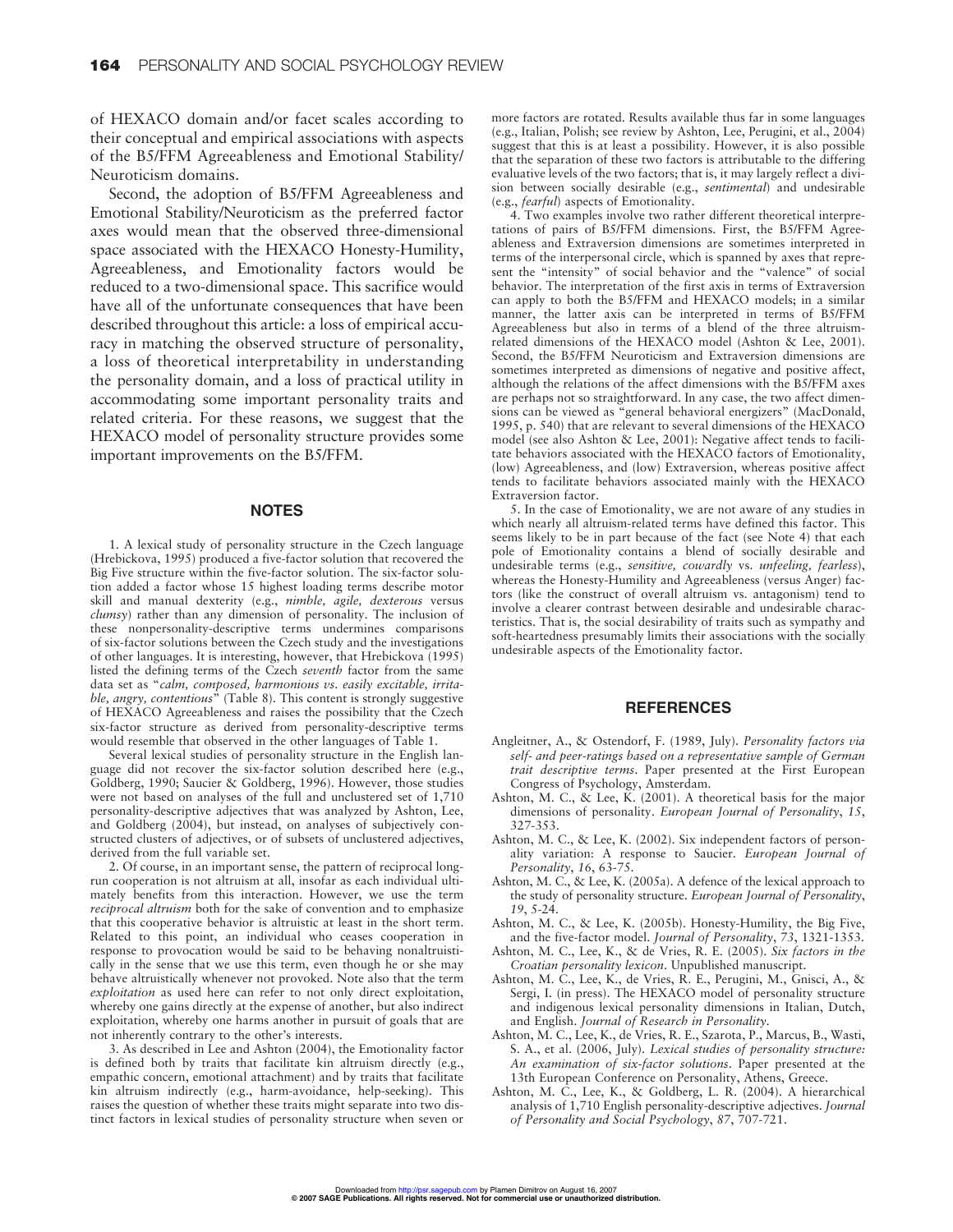of HEXACO domain and/or facet scales according to their conceptual and empirical associations with aspects of the B5/FFM Agreeableness and Emotional Stability/Neuroticism domains.

Second, the adoption of B5/FFM Agreeableness and Emotional Stability/Neuroticism as the preferred factor axes would mean that the observed three-dimensional space associated with the HEXACO Honesty-Humility, Agreeableness, and Emotionality factors would be reduced to a two-dimensional space. This sacrifice would have all of the unfortunate consequences that have been described throughout this article: a loss of empirical accuracy in matching the observed structure of personality, a loss of theoretical interpretability in understanding the personality domain, and a loss of practical utility in accommodating some important personality traits and related criteria. For these reasons, we suggest that the HEXACO model of personality structure provides some important improvements on the B5/FFM.

## NOTES

1. A lexical study of personality structure in the Czech language (Hrebickova, 1995) produced a five-factor solution that recovered the Big Five structure within the five-factor solution. The six-factor solution added a factor whose 15 highest loading terms describe motor skill and manual dexterity (e.g., *nimble, agile, dexterous* versus *clumsy*) rather than any dimension of personality. The inclusion of these nonpersonality-descriptive terms undermines comparisons of six-factor solutions between the Czech study and the investigations of other languages. It is interesting, however, that Hrebickova (1995) listed the defining terms of the Czech *seventh* factor from the same data set as "*calm, composed, harmonious vs. easily excitable, irritable, angry, contentious*" (Table 8). This content is strongly suggestive of HEXACO Agreeableness and raises the possibility that the Czech six-factor structure as derived from personality-descriptive terms would resemble that observed in the other languages of Table 1.

Several lexical studies of personality structure in the English language did not recover the six-factor solution described here (e.g., Goldberg, 1990; Saucier & Goldberg, 1996). However, those studies were not based on analyses of the full and unclustered set of 1,710 personality-descriptive adjectives that was analyzed by Ashton, Lee, and Goldberg (2004), but instead, on analyses of subjectively constructed clusters of adjectives, or of subsets of unclustered adjectives, derived from the full variable set.

2. Of course, in an important sense, the pattern of reciprocal long-run cooperation is not altruism at all, insofar as each individual ultimately benefits from this interaction. However, we use the term *reciprocal altruism* both for the sake of convention and to emphasize that this cooperative behavior is altruistic at least in the short term. Related to this point, an individual who ceases cooperation in response to provocation would be said to be behaving nonaltruistically in the sense that we use this term, even though he or she may behave altruistically whenever not provoked. Note also that the term *exploitation* as used here can refer to not only direct exploitation, whereby one gains directly at the expense of another, but also indirect exploitation, whereby one harms another in pursuit of goals that are not inherently contrary to the other's interests.

3. As described in Lee and Ashton (2004), the Emotionality factor is defined both by traits that facilitate kin altruism directly (e.g., empathic concern, emotional attachment) and by traits that facilitate kin altruism indirectly (e.g., harm-avoidance, help-seeking). This raises the question of whether these traits might separate into two distinct factors in lexical studies of personality structure when seven or more factors are rotated. Results available thus far in some languages (e.g., Italian, Polish; see review by Ashton, Lee, Perugini, et al., 2004) suggest that this is at least a possibility. However, it is also possible that the separation of these two factors is attributable to the differing evaluative levels of the two factors; that is, it may largely reflect a division between socially desirable (e.g., *sentimental*) and undesirable (e.g., *fearful*) aspects of Emotionality.

4. Two examples involve two rather different theoretical interpretations of pairs of B5/FFM dimensions. First, the B5/FFM Agreeableness and Extraversion dimensions are sometimes interpreted in terms of the interpersonal circle, which is spanned by axes that represent the "intensity" of social behavior and the "valence" of social behavior. The interpretation of the first axis in terms of Extraversion can apply to both the B5/FFM and HEXACO models; in a similar manner, the latter axis can be interpreted in terms of B5/FFM Agreeableness but also in terms of a blend of the three altruism-related dimensions of the HEXACO model (Ashton & Lee, 2001). Second, the B5/FFM Neuroticism and Extraversion dimensions are sometimes interpreted as dimensions of negative and positive affect, although the relations of the affect dimensions with the B5/FFM axes are perhaps not so straightforward. In any case, the two affect dimensions can be viewed as "general behavioral energizers" (MacDonald, 1995, p. 540) that are relevant to several dimensions of the HEXACO model (see also Ashton & Lee, 2001): Negative affect tends to facilitate behaviors associated with the HEXACO factors of Emotionality, (low) Agreeableness, and (low) Extraversion, whereas positive affect tends to facilitate behaviors associated mainly with the HEXACO Extraversion factor.

5. In the case of Emotionality, we are not aware of any studies in which nearly all altruism-related terms have defined this factor. This seems likely to be in part because of the fact (see Note 4) that each pole of Emotionality contains a blend of socially desirable and undesirable terms (e.g., *sensitive, cowardly* vs. *unfeeling, fearless*), whereas the Honesty-Humility and Agreeableness (versus Anger) factors (like the construct of overall altruism vs. antagonism) tend to involve a clearer contrast between desirable and undesirable characteristics. That is, the social desirability of traits such as sympathy and soft-heartedness presumably limits their associations with the socially undesirable aspects of the Emotionality factor.

## REFERENCES

Angleitner, A., & Ostendorf, F. (1989, July). *Personality factors via self- and peer-ratings based on a representative sample of German trait descriptive terms*. Paper presented at the First European Congress of Psychology, Amsterdam.

Ashton, M. C., & Lee, K. (2001). A theoretical basis for the major dimensions of personality. *European Journal of Personality*, *15*, 327-353.

Ashton, M. C., & Lee, K. (2002). Six independent factors of personality variation: A response to Saucier. *European Journal of Personality*, *16*, 63-75.

Ashton, M. C., & Lee, K. (2005a). A defence of the lexical approach to the study of personality structure. *European Journal of Personality*, *19*, 5-24.

Ashton, M. C., & Lee, K. (2005b). Honesty-Humility, the Big Five, and the five-factor model. *Journal of Personality*, *73*, 1321-1353.

Ashton, M. C., Lee, K., & de Vries, R. E. (2005). *Six factors in the Croatian personality lexicon*. Unpublished manuscript.

Ashton, M. C., Lee, K., de Vries, R. E., Perugini, M., Gnisci, A., & Sergi, I. (in press). The HEXACO model of personality structure and indigenous lexical personality dimensions in Italian, Dutch, and English. *Journal of Research in Personality*.

Ashton, M. C., Lee, K., de Vries, R. E., Szarota, P., Marcus, B., Wasti, S. A., et al. (2006, July). *Lexical studies of personality structure: An examination of six-factor solutions*. Paper presented at the 13th European Conference on Personality, Athens, Greece.

Ashton, M. C., Lee, K., & Goldberg, L. R. (2004). A hierarchical analysis of 1,710 English personality-descriptive adjectives. *Journal of Personality and Social Psychology*, *87*, 707-721.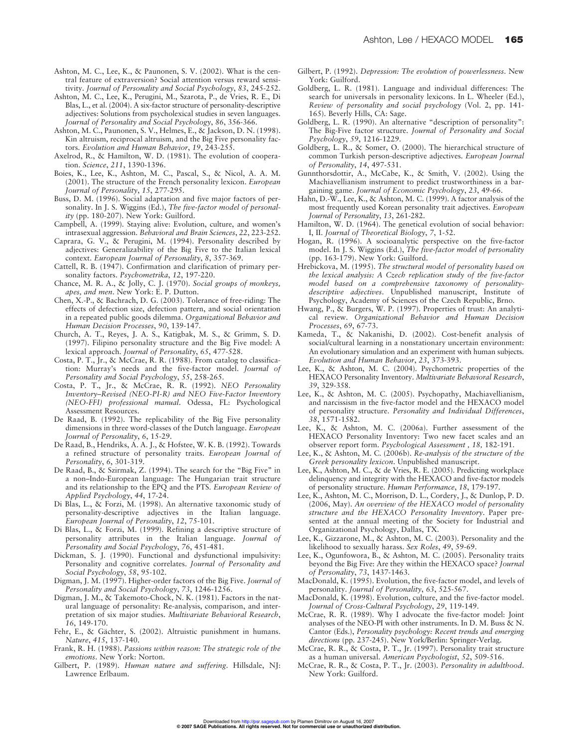Ashton, M. C., Lee, K., & Paunonen, S. V. (2002). What is the central feature of extraversion? Social attention versus reward sensitivity. *Journal of Personality and Social Psychology*, *83*, 245-252.

Ashton, M. C., Lee, K., Perugini, M., Szarota, P., de Vries, R. E., Di Blas, L., et al. (2004). A six-factor structure of personality-descriptive adjectives: Solutions from psycholexical studies in seven languages. *Journal of Personality and Social Psychology*, *86*, 356-366.

Ashton, M. C., Paunonen, S. V., Helmes, E., & Jackson, D. N. (1998). Kin altruism, reciprocal altruism, and the Big Five personality factors. *Evolution and Human Behavior*, *19*, 243-255.

Axelrod, R., & Hamilton, W. D. (1981). The evolution of cooperation. *Science*, *211*, 1390-1396.

Boies, K., Lee, K., Ashton, M. C., Pascal, S., & Nicol, A. A. M. (2001). The structure of the French personality lexicon. *European Journal of Personality*, *15*, 277-295.

Buss, D. M. (1996). Social adaptation and five major factors of personality. In J. S. Wiggins (Ed.), *The five-factor model of personality* (pp. 180-207). New York: Guilford.

Campbell, A. (1999). Staying alive: Evolution, culture, and women's intrasexual aggression. *Behavioral and Brain Sciences*, *22*, 223-252.

Caprara, G. V., & Perugini, M. (1994). Personality described by adjectives: Generalizability of the Big Five to the Italian lexical context. *European Journal of Personality*, *8*, 357-369.

Cattell, R. B. (1947). Confirmation and clarification of primary personality factors. *Psychometrika*, *12*, 197-220.

Chance, M. R. A., & Jolly, C. J. (1970). *Social groups of monkeys, apes, and men*. New York: E. P. Dutton.

Chen, X.-P., & Bachrach, D. G. (2003). Tolerance of free-riding: The effects of defection size, defection pattern, and social orientation in a repeated public goods dilemma. *Organizational Behavior and Human Decision Processes*, *90*, 139-147.

Church, A. T., Reyes, J. A. S., Katigbak, M. S., & Grimm, S. D. (1997). Filipino personality structure and the Big Five model: A lexical approach. *Journal of Personality*, *65*, 477-528.

Costa, P. T., Jr., & McCrae, R. R. (1988). From catalog to classification: Murray's needs and the five-factor model. *Journal of Personality and Social Psychology*, *55*, 258-265.

Costa, P. T., Jr., & McCrae, R. R. (1992). *NEO Personality Inventory–Revised (NEO-PI-R) and NEO Five-Factor Inventory (NEO-FFI) professional manual*. Odessa, FL: Psychological Assessment Resources.

De Raad, B. (1992). The replicability of the Big Five personality dimensions in three word-classes of the Dutch language. *European Journal of Personality*, *6*, 15-29.

De Raad, B., Hendriks, A. A. J., & Hofstee, W. K. B. (1992). Towards a refined structure of personality traits. *European Journal of Personality*, *6*, 301-319.

De Raad, B., & Szirmak, Z. (1994). The search for the "Big Five" in a non–Indo-European language: The Hungarian trait structure and its relationship to the EPQ and the PTS. *European Review of Applied Psychology*, *44*, 17-24.

Di Blas, L., & Forzi, M. (1998). An alternative taxonomic study of personality-descriptive adjectives in the Italian language. *European Journal of Personality*, *12*, 75-101.

Di Blas, L., & Forzi, M. (1999). Refining a descriptive structure of personality attributes in the Italian language. *Journal of Personality and Social Psychology*, *76*, 451-481.

Dickman, S. J. (1990). Functional and dysfunctional impulsivity: Personality and cognitive correlates. *Journal of Personality and Social Psychology*, *58*, 95-102.

Digman, J. M. (1997). Higher-order factors of the Big Five. *Journal of Personality and Social Psychology*, *73*, 1246-1256.

Digman, J. M., & Takemoto-Chock, N. K. (1981). Factors in the natural language of personality: Re-analysis, comparison, and interpretation of six major studies. *Multivariate Behavioral Research*, *16*, 149-170.

Fehr, E., & Gächter, S. (2002). Altruistic punishment in humans. *Nature*, *415*, 137-140.

Frank, R. H. (1988). *Passions within reason: The strategic role of the emotions*. New York: Norton.

Gilbert, P. (1989). *Human nature and suffering*. Hillsdale, NJ: Lawrence Erlbaum.

Gilbert, P. (1992). *Depression: The evolution of powerlessness*. New York: Guilford.

Goldberg, L. R. (1981). Language and individual differences: The search for universals in personality lexicons. In L. Wheeler (Ed.), *Review of personality and social psychology* (Vol. 2, pp. 141-165). Beverly Hills, CA: Sage.

Goldberg, L. R. (1990). An alternative "description of personality": The Big-Five factor structure. *Journal of Personality and Social Psychology*, *59*, 1216-1229.

Goldberg, L. R., & Somer, O. (2000). The hierarchical structure of common Turkish person-descriptive adjectives. *European Journal of Personality*, *14*, 497-531.

Gunnthorsdottir, A., McCabe, K., & Smith, V. (2002). Using the Machiavellianism instrument to predict trustworthiness in a bargaining game. *Journal of Economic Psychology*, *23*, 49-66.

Hahn, D.-W., Lee, K., & Ashton, M. C. (1999). A factor analysis of the most frequently used Korean personality trait adjectives. *European Journal of Personality*, *13*, 261-282.

Hamilton, W. D. (1964). The genetical evolution of social behavior: I, II. *Journal of Theoretical Biology*, *7*, 1-52.

Hogan, R. (1996). A socioanalytic perspective on the five-factor model. In J. S. Wiggins (Ed.), *The five-factor model of personality* (pp. 163-179). New York: Guilford.

Hrebickova, M. (1995). *The structural model of personality based on the lexical analysis: A Czech replication study of the five-factor model based on a comprehensive taxonomy of personality-descriptive adjectives*. Unpublished manuscript, Institute of Psychology, Academy of Sciences of the Czech Republic, Brno.

Hwang, P., & Burgers, W. P. (1997). Properties of trust: An analytical review. *Organizational Behavior and Human Decision Processes*, *69*, 67-73.

Kameda, T., & Nakanishi, D. (2002). Cost-benefit analysis of social/cultural learning in a nonstationary uncertain environment: An evolutionary simulation and an experiment with human subjects. *Evolution and Human Behavior*, *23*, 373-393.

Lee, K., & Ashton, M. C. (2004). Psychometric properties of the HEXACO Personality Inventory. *Multivariate Behavioral Research*, *39*, 329-358.

Lee, K., & Ashton, M. C. (2005). Psychopathy, Machiavellianism, and narcissism in the five-factor model and the HEXACO model of personality structure. *Personality and Individual Differences*, *38*, 1571-1582.

Lee, K., & Ashton, M. C. (2006a). Further assessment of the HEXACO Personality Inventory: Two new facet scales and an observer report form. *Psychological Assessment* , *18*, 182-191.

Lee, K., & Ashton, M. C. (2006b). *Re-analysis of the structure of the Greek personality lexicon*. Unpublished manuscript.

Lee, K., Ashton, M. C., & de Vries, R. E. (2005). Predicting workplace delinquency and integrity with the HEXACO and five-factor models of personality structure. *Human Performance*, *18*, 179-197.

Lee, K., Ashton, M. C., Morrison, D. L., Cordery, J., & Dunlop, P. D. (2006, May). *An overview of the HEXACO model of personality structure and the HEXACO Personality Inventory*. Paper presented at the annual meeting of the Society for Industrial and Organizational Psychology, Dallas, TX.

Lee, K., Gizzarone, M., & Ashton, M. C. (2003). Personality and the likelihood to sexually harass. *Sex Roles*, *49*, 59-69.

Lee, K., Ogunfowora, B., & Ashton, M. C. (2005). Personality traits beyond the Big Five: Are they within the HEXACO space? *Journal of Personality*, *73*, 1437-1463.

MacDonald, K. (1995). Evolution, the five-factor model, and levels of personality. *Journal of Personality*, *63*, 525-567.

MacDonald, K. (1998). Evolution, culture, and the five-factor model. *Journal of Cross-Cultural Psychology*, *29*, 119-149.

McCrae, R. R. (1989). Why I advocate the five-factor model: Joint analyses of the NEO-PI with other instruments. In D. M. Buss & N. Cantor (Eds.), *Personality psychology: Recent trends and emerging directions* (pp. 237-245). New York/Berlin: Springer-Verlag.

McCrae, R. R., & Costa, P. T., Jr. (1997). Personality trait structure as a human universal. *American Psychologist*, *52*, 509-516.

McCrae, R. R., & Costa, P. T., Jr. (2003). *Personality in adulthood*. New York: Guilford.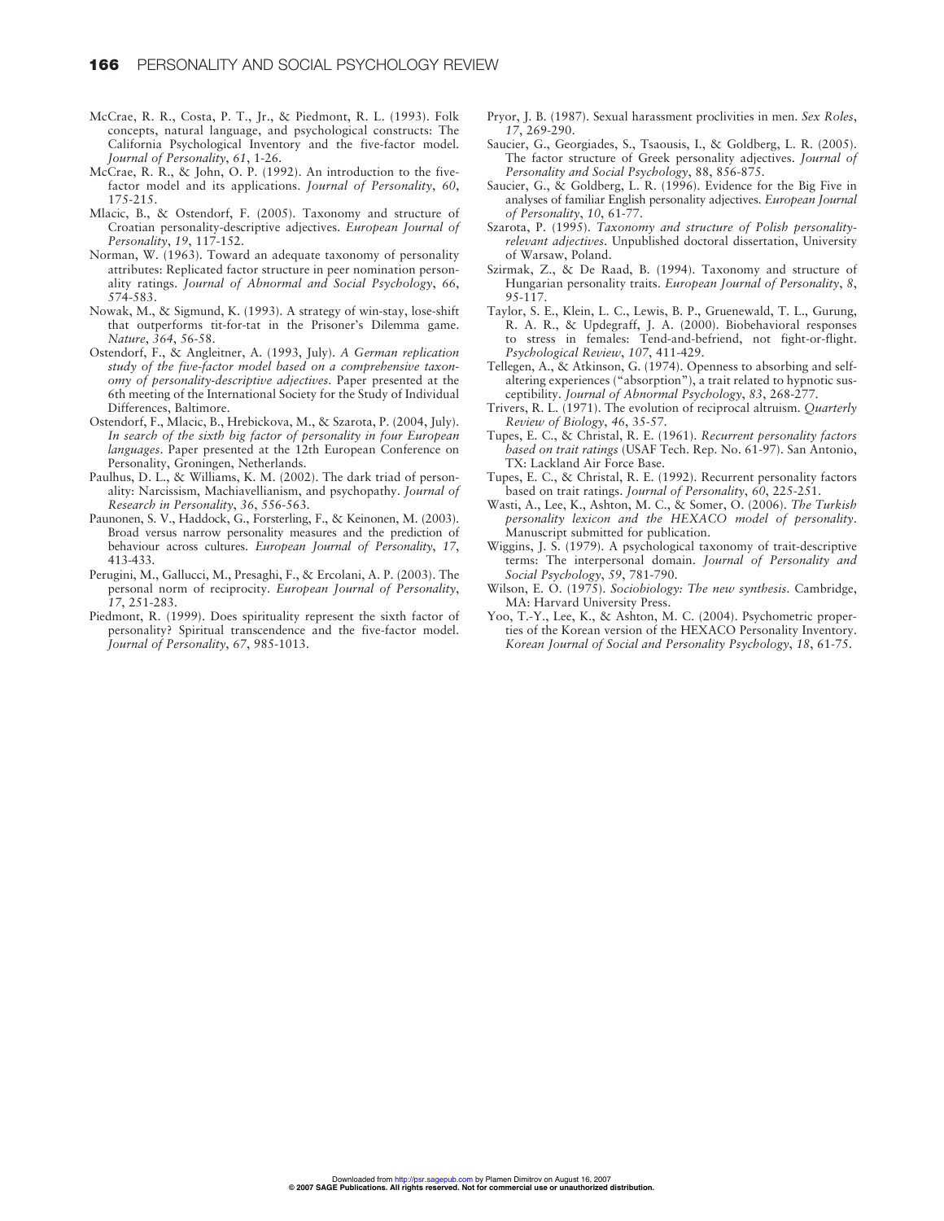McCrae, R. R., Costa, P. T., Jr., & Piedmont, R. L. (1993). Folk concepts, natural language, and psychological constructs: The California Psychological Inventory and the five-factor model. *Journal of Personality*, *61*, 1-26.

McCrae, R. R., & John, O. P. (1992). An introduction to the five-factor model and its applications. *Journal of Personality*, *60*, 175-215.

Mlacic, B., & Ostendorf, F. (2005). Taxonomy and structure of Croatian personality-descriptive adjectives. *European Journal of Personality*, *19*, 117-152.

Norman, W. (1963). Toward an adequate taxonomy of personality attributes: Replicated factor structure in peer nomination personality ratings. *Journal of Abnormal and Social Psychology*, *66*, 574-583.

Nowak, M., & Sigmund, K. (1993). A strategy of win-stay, lose-shift that outperforms tit-for-tat in the Prisoner's Dilemma game. *Nature*, *364*, 56-58.

Ostendorf, F., & Angleitner, A. (1993, July). *A German replication study of the five-factor model based on a comprehensive taxonomy of personality-descriptive adjectives.* Paper presented at the 6th meeting of the International Society for the Study of Individual Differences, Baltimore.

Ostendorf, F., Mlacic, B., Hrebickova, M., & Szarota, P. (2004, July). *In search of the sixth big factor of personality in four European languages*. Paper presented at the 12th European Conference on Personality, Groningen, Netherlands.

Paulhus, D. L., & Williams, K. M. (2002). The dark triad of personality: Narcissism, Machiavellianism, and psychopathy. *Journal of Research in Personality*, *36*, 556-563.

Paunonen, S. V., Haddock, G., Forsterling, F., & Keinonen, M. (2003). Broad versus narrow personality measures and the prediction of behaviour across cultures. *European Journal of Personality*, *17*, 413-433.

Perugini, M., Gallucci, M., Presaghi, F., & Ercolani, A. P. (2003). The personal norm of reciprocity. *European Journal of Personality*, *17*, 251-283.

Piedmont, R. (1999). Does spirituality represent the sixth factor of personality? Spiritual transcendence and the five-factor model. *Journal of Personality*, *67*, 985-1013.

Pryor, J. B. (1987). Sexual harassment proclivities in men. *Sex Roles*, *17*, 269-290.

Saucier, G., Georgiades, S., Tsaousis, I., & Goldberg, L. R. (2005). The factor structure of Greek personality adjectives. *Journal of Personality and Social Psychology*, 88, 856-875.

Saucier, G., & Goldberg, L. R. (1996). Evidence for the Big Five in analyses of familiar English personality adjectives. *European Journal of Personality*, *10*, 61-77.

Szarota, P. (1995). *Taxonomy and structure of Polish personality-relevant adjectives*. Unpublished doctoral dissertation, University of Warsaw, Poland.

Szirmak, Z., & De Raad, B. (1994). Taxonomy and structure of Hungarian personality traits. *European Journal of Personality*, *8*, 95-117.

Taylor, S. E., Klein, L. C., Lewis, B. P., Gruenewald, T. L., Gurung, R. A. R., & Updegraff, J. A. (2000). Biobehavioral responses to stress in females: Tend-and-befriend, not fight-or-flight. *Psychological Review*, *107*, 411-429.

Tellegen, A., & Atkinson, G. (1974). Openness to absorbing and self-altering experiences ("absorption"), a trait related to hypnotic susceptibility. *Journal of Abnormal Psychology*, *83*, 268-277.

Trivers, R. L. (1971). The evolution of reciprocal altruism. *Quarterly Review of Biology*, *46*, 35-57.

Tupes, E. C., & Christal, R. E. (1961). *Recurrent personality factors based on trait ratings* (USAF Tech. Rep. No. 61-97). San Antonio, TX: Lackland Air Force Base.

Tupes, E. C., & Christal, R. E. (1992). Recurrent personality factors based on trait ratings. *Journal of Personality*, *60*, 225-251.

Wasti, A., Lee, K., Ashton, M. C., & Somer, O. (2006). *The Turkish personality lexicon and the HEXACO model of personality*. Manuscript submitted for publication.

Wiggins, J. S. (1979). A psychological taxonomy of trait-descriptive terms: The interpersonal domain. *Journal of Personality and Social Psychology*, *59*, 781-790.

Wilson, E. O. (1975). *Sociobiology: The new synthesis*. Cambridge, MA: Harvard University Press.

Yoo, T.-Y., Lee, K., & Ashton, M. C. (2004). Psychometric properties of the Korean version of the HEXACO Personality Inventory. *Korean Journal of Social and Personality Psychology*, *18*, 61-75.